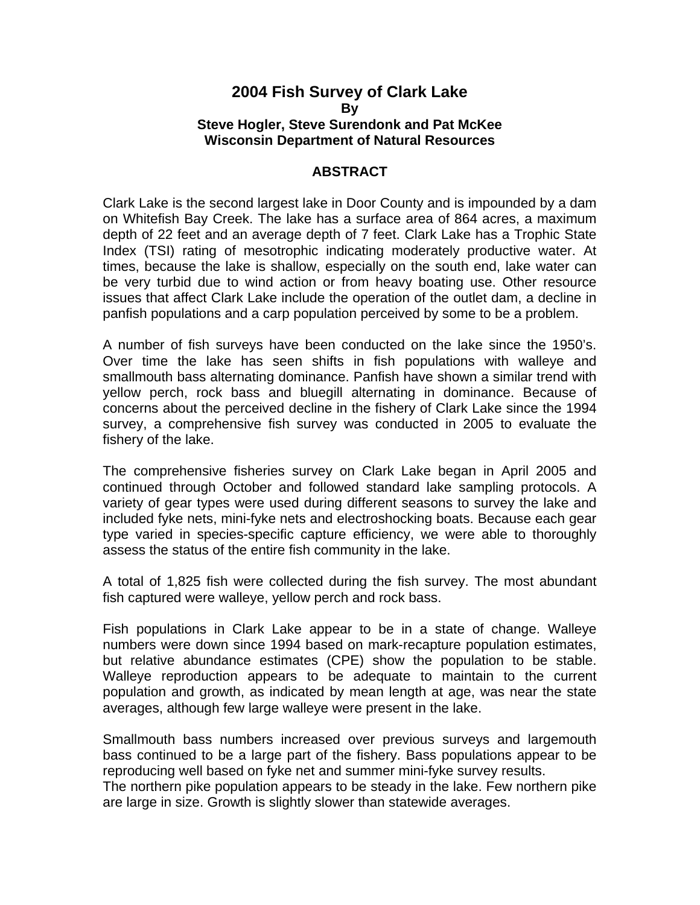# 2004 Fish Survey of Clark Lake

**By**

**Steve Hogler, Steve Surendonk and Pat McKee**

**Wisconsin Department of Natural Resources**

## ABSTRACT

Clark Lake is the second largest lake in Door County and is impounded by a dam on Whitefish Bay Creek. The lake has a surface area of 864 acres, a maximum depth of 22 feet and an average depth of 7 feet. Clark Lake has a Trophic State Index (TSI) rating of mesotrophic indicating moderately productive water. At times, because the lake is shallow, especially on the south end, lake water can be very turbid due to wind action or from heavy boating use. Other resource issues that affect Clark Lake include the operation of the outlet dam, a decline in panfish populations and a carp population perceived by some to be a problem.

A number of fish surveys have been conducted on the lake since the 1950's. Over time the lake has seen shifts in fish populations with walleye and smallmouth bass alternating dominance. Panfish have shown a similar trend with yellow perch, rock bass and bluegill alternating in dominance. Because of concerns about the perceived decline in the fishery of Clark Lake since the 1994 survey, a comprehensive fish survey was conducted in 2005 to evaluate the fishery of the lake.

The comprehensive fisheries survey on Clark Lake began in April 2005 and continued through October and followed standard lake sampling protocols. A variety of gear types were used during different seasons to survey the lake and included fyke nets, mini-fyke nets and electroshocking boats. Because each gear type varied in species-specific capture efficiency, we were able to thoroughly assess the status of the entire fish community in the lake.

A total of 1,825 fish were collected during the fish survey. The most abundant fish captured were walleye, yellow perch and rock bass.

Fish populations in Clark Lake appear to be in a state of change. Walleye numbers were down since 1994 based on mark-recapture population estimates, but relative abundance estimates (CPE) show the population to be stable. Walleye reproduction appears to be adequate to maintain to the current population and growth, as indicated by mean length at age, was near the state averages, although few large walleye were present in the lake.

Smallmouth bass numbers increased over previous surveys and largemouth bass continued to be a large part of the fishery. Bass populations appear to be reproducing well based on fyke net and summer mini-fyke survey results.

The northern pike population appears to be steady in the lake. Few northern pike are large in size. Growth is slightly slower than statewide averages.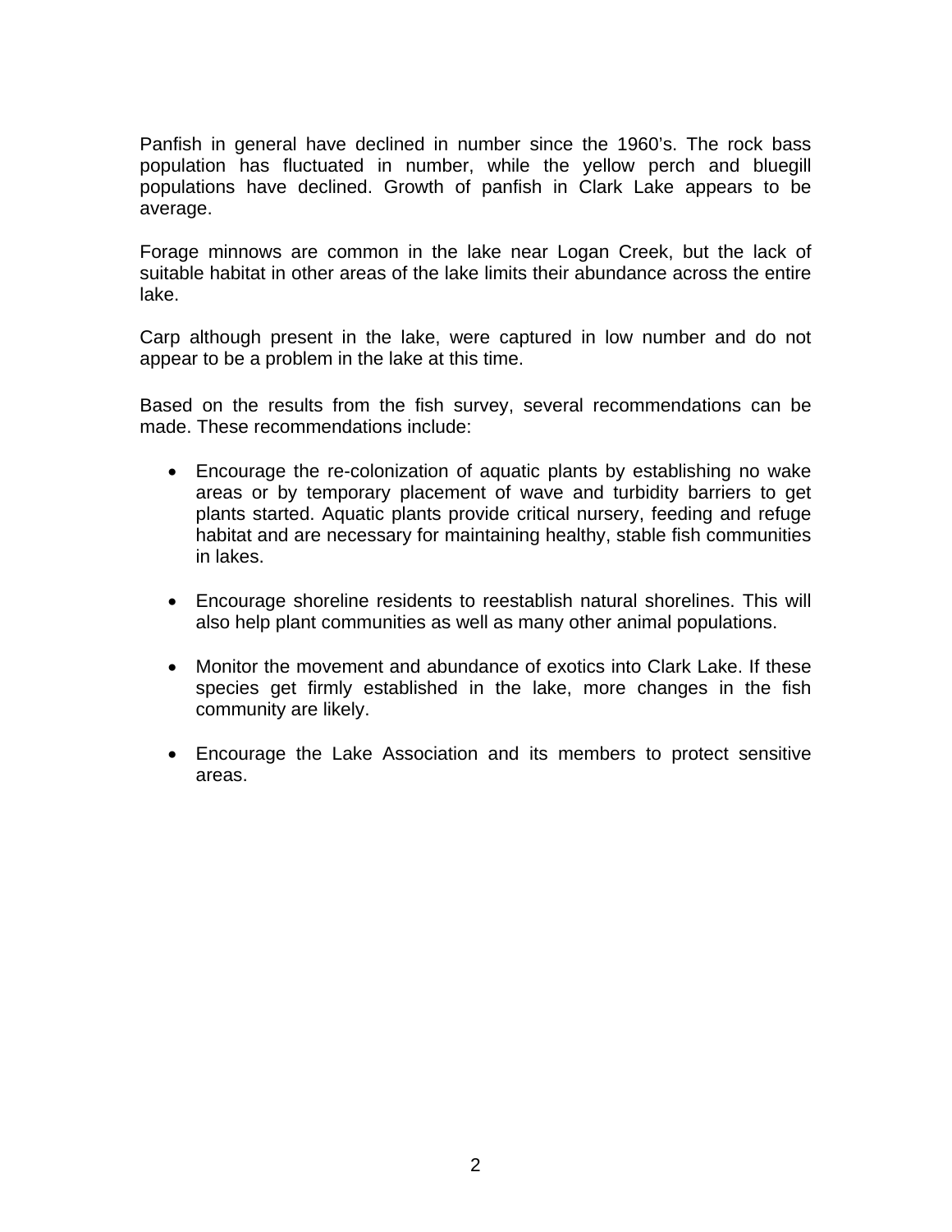Panfish in general have declined in number since the 1960's. The rock bass population has fluctuated in number, while the yellow perch and bluegill populations have declined. Growth of panfish in Clark Lake appears to be average.

Forage minnows are common in the lake near Logan Creek, but the lack of suitable habitat in other areas of the lake limits their abundance across the entire lake.

Carp although present in the lake, were captured in low number and do not appear to be a problem in the lake at this time.

Based on the results from the fish survey, several recommendations can be made. These recommendations include:

- Encourage the re-colonization of aquatic plants by establishing no wake areas or by temporary placement of wave and turbidity barriers to get plants started. Aquatic plants provide critical nursery, feeding and refuge habitat and are necessary for maintaining healthy, stable fish communities in lakes.

- Encourage shoreline residents to reestablish natural shorelines. This will also help plant communities as well as many other animal populations.

- Monitor the movement and abundance of exotics into Clark Lake. If these species get firmly established in the lake, more changes in the fish community are likely.

- Encourage the Lake Association and its members to protect sensitive areas.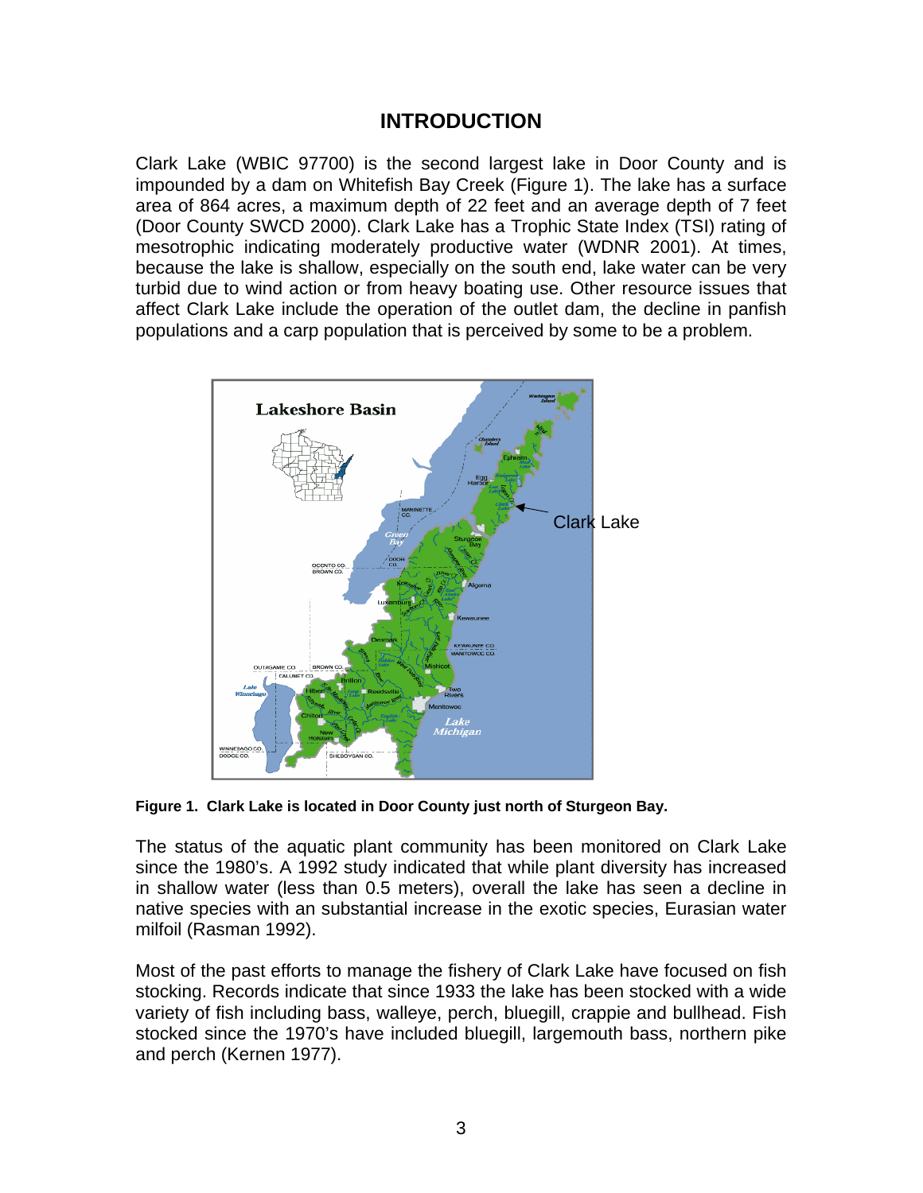# INTRODUCTION

Clark Lake (WBIC 97700) is the second largest lake in Door County and is impounded by a dam on Whitefish Bay Creek (Figure 1). The lake has a surface area of 864 acres, a maximum depth of 22 feet and an average depth of 7 feet (Door County SWCD 2000). Clark Lake has a Trophic State Index (TSI) rating of mesotrophic indicating moderately productive water (WDNR 2001). At times, because the lake is shallow, especially on the south end, lake water can be very turbid due to wind action or from heavy boating use. Other resource issues that affect Clark Lake include the operation of the outlet dam, the decline in panfish populations and a carp population that is perceived by some to be a problem.

**Figure 1. Clark Lake is located in Door County just north of Sturgeon Bay.**

The status of the aquatic plant community has been monitored on Clark Lake since the 1980's. A 1992 study indicated that while plant diversity has increased in shallow water (less than 0.5 meters), overall the lake has seen a decline in native species with an substantial increase in the exotic species, Eurasian water milfoil (Rasman 1992).

Most of the past efforts to manage the fishery of Clark Lake have focused on fish stocking. Records indicate that since 1933 the lake has been stocked with a wide variety of fish including bass, walleye, perch, bluegill, crappie and bullhead. Fish stocked since the 1970's have included bluegill, largemouth bass, northern pike and perch (Kernen 1977).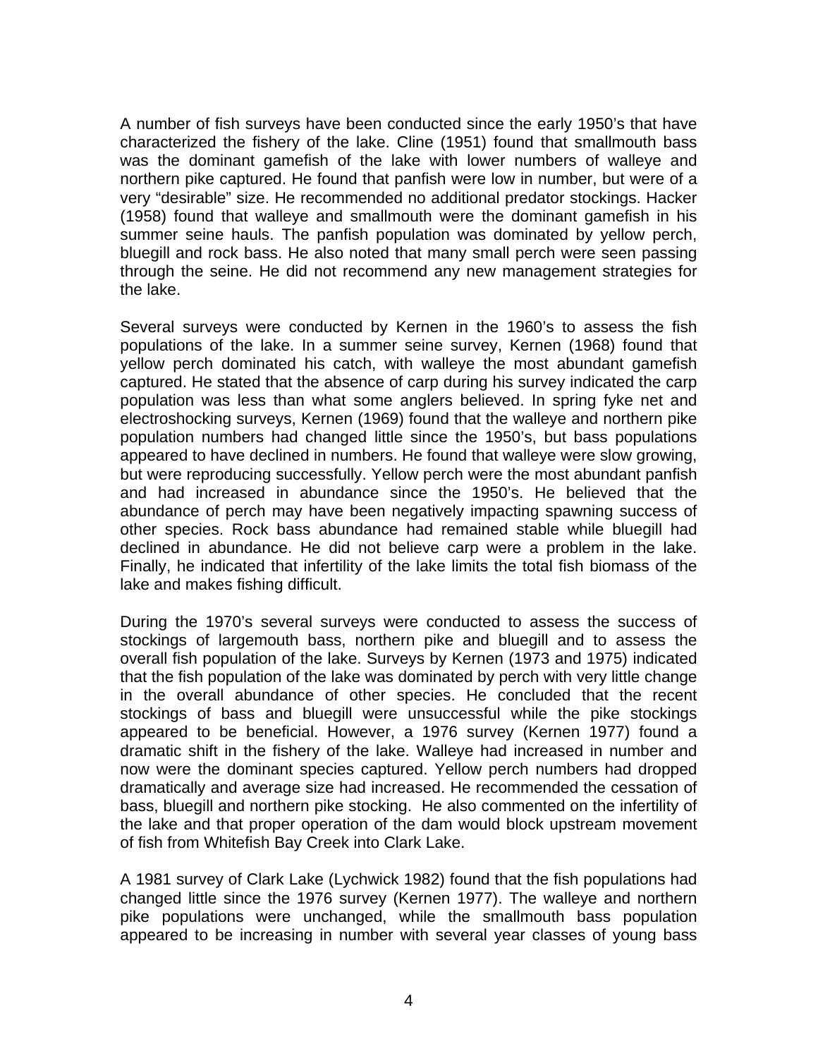A number of fish surveys have been conducted since the early 1950's that have characterized the fishery of the lake. Cline (1951) found that smallmouth bass was the dominant gamefish of the lake with lower numbers of walleye and northern pike captured. He found that panfish were low in number, but were of a very "desirable" size. He recommended no additional predator stockings. Hacker (1958) found that walleye and smallmouth were the dominant gamefish in his summer seine hauls. The panfish population was dominated by yellow perch, bluegill and rock bass. He also noted that many small perch were seen passing through the seine. He did not recommend any new management strategies for the lake.

Several surveys were conducted by Kernen in the 1960's to assess the fish populations of the lake. In a summer seine survey, Kernen (1968) found that yellow perch dominated his catch, with walleye the most abundant gamefish captured. He stated that the absence of carp during his survey indicated the carp population was less than what some anglers believed. In spring fyke net and electroshocking surveys, Kernen (1969) found that the walleye and northern pike population numbers had changed little since the 1950's, but bass populations appeared to have declined in numbers. He found that walleye were slow growing, but were reproducing successfully. Yellow perch were the most abundant panfish and had increased in abundance since the 1950's. He believed that the abundance of perch may have been negatively impacting spawning success of other species. Rock bass abundance had remained stable while bluegill had declined in abundance. He did not believe carp were a problem in the lake. Finally, he indicated that infertility of the lake limits the total fish biomass of the lake and makes fishing difficult.

During the 1970's several surveys were conducted to assess the success of stockings of largemouth bass, northern pike and bluegill and to assess the overall fish population of the lake. Surveys by Kernen (1973 and 1975) indicated that the fish population of the lake was dominated by perch with very little change in the overall abundance of other species. He concluded that the recent stockings of bass and bluegill were unsuccessful while the pike stockings appeared to be beneficial. However, a 1976 survey (Kernen 1977) found a dramatic shift in the fishery of the lake. Walleye had increased in number and now were the dominant species captured. Yellow perch numbers had dropped dramatically and average size had increased. He recommended the cessation of bass, bluegill and northern pike stocking. He also commented on the infertility of the lake and that proper operation of the dam would block upstream movement of fish from Whitefish Bay Creek into Clark Lake.

A 1981 survey of Clark Lake (Lychwick 1982) found that the fish populations had changed little since the 1976 survey (Kernen 1977). The walleye and northern pike populations were unchanged, while the smallmouth bass population appeared to be increasing in number with several year classes of young bass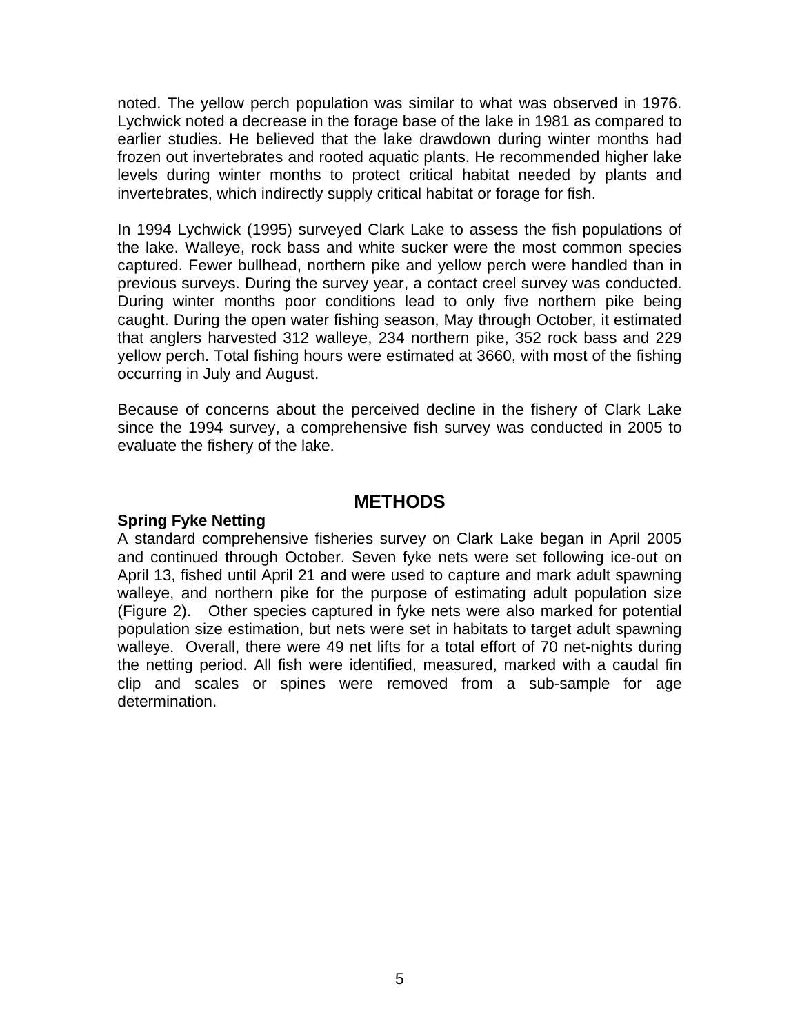noted. The yellow perch population was similar to what was observed in 1976. Lychwick noted a decrease in the forage base of the lake in 1981 as compared to earlier studies. He believed that the lake drawdown during winter months had frozen out invertebrates and rooted aquatic plants. He recommended higher lake levels during winter months to protect critical habitat needed by plants and invertebrates, which indirectly supply critical habitat or forage for fish.

In 1994 Lychwick (1995) surveyed Clark Lake to assess the fish populations of the lake. Walleye, rock bass and white sucker were the most common species captured. Fewer bullhead, northern pike and yellow perch were handled than in previous surveys. During the survey year, a contact creel survey was conducted. During winter months poor conditions lead to only five northern pike being caught. During the open water fishing season, May through October, it estimated that anglers harvested 312 walleye, 234 northern pike, 352 rock bass and 229 yellow perch. Total fishing hours were estimated at 3660, with most of the fishing occurring in July and August.

Because of concerns about the perceived decline in the fishery of Clark Lake since the 1994 survey, a comprehensive fish survey was conducted in 2005 to evaluate the fishery of the lake.

## METHODS

**Spring Fyke Netting**

A standard comprehensive fisheries survey on Clark Lake began in April 2005 and continued through October. Seven fyke nets were set following ice-out on April 13, fished until April 21 and were used to capture and mark adult spawning walleye, and northern pike for the purpose of estimating adult population size (Figure 2). Other species captured in fyke nets were also marked for potential population size estimation, but nets were set in habitats to target adult spawning walleye. Overall, there were 49 net lifts for a total effort of 70 net-nights during the netting period. All fish were identified, measured, marked with a caudal fin clip and scales or spines were removed from a sub-sample for age determination.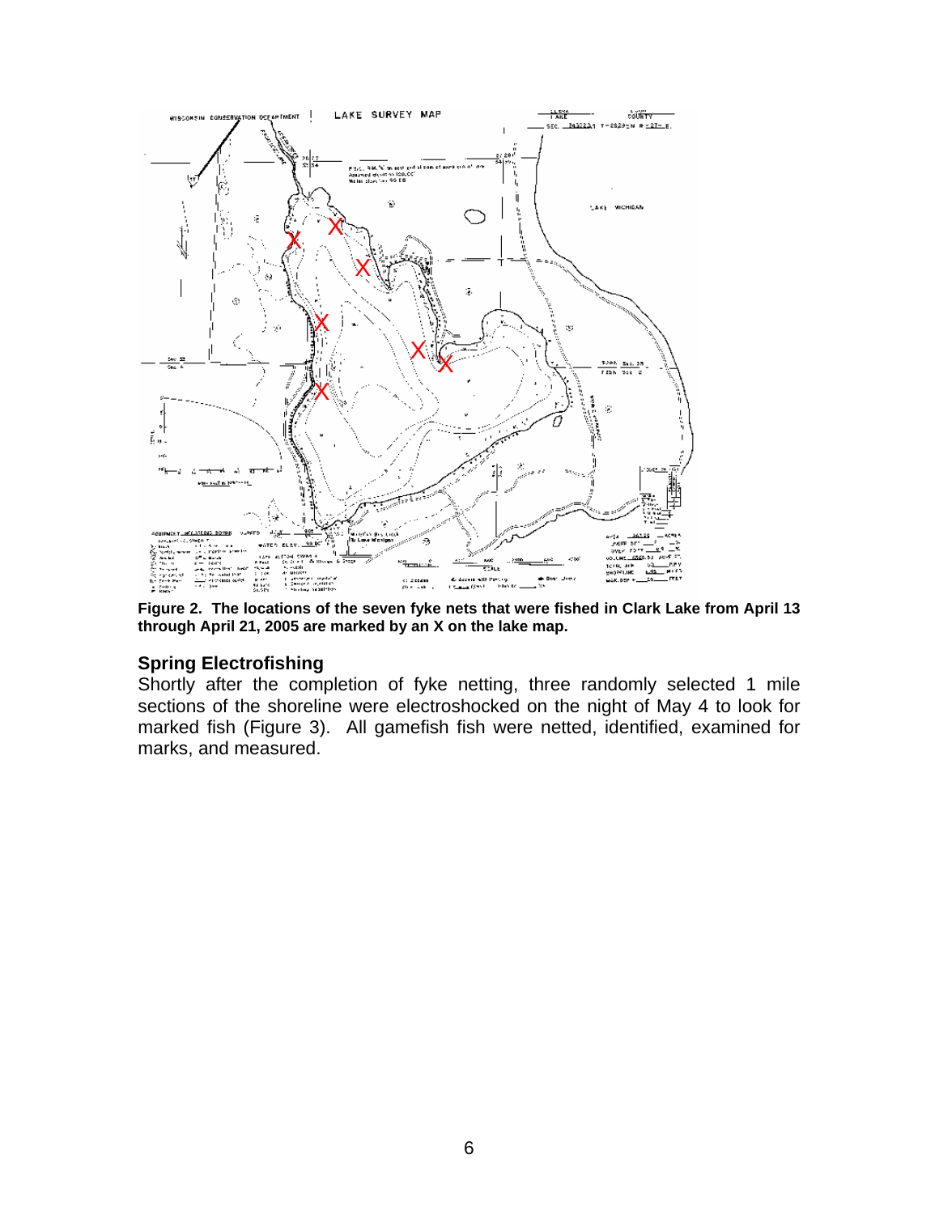**Figure 2. The locations of the seven fyke nets that were fished in Clark Lake from April 13 through April 21, 2005 are marked by an X on the lake map.**

## Spring Electrofishing

Shortly after the completion of fyke netting, three randomly selected 1 mile sections of the shoreline were electroshocked on the night of May 4 to look for marked fish (Figure 3). All gamefish fish were netted, identified, examined for marks, and measured.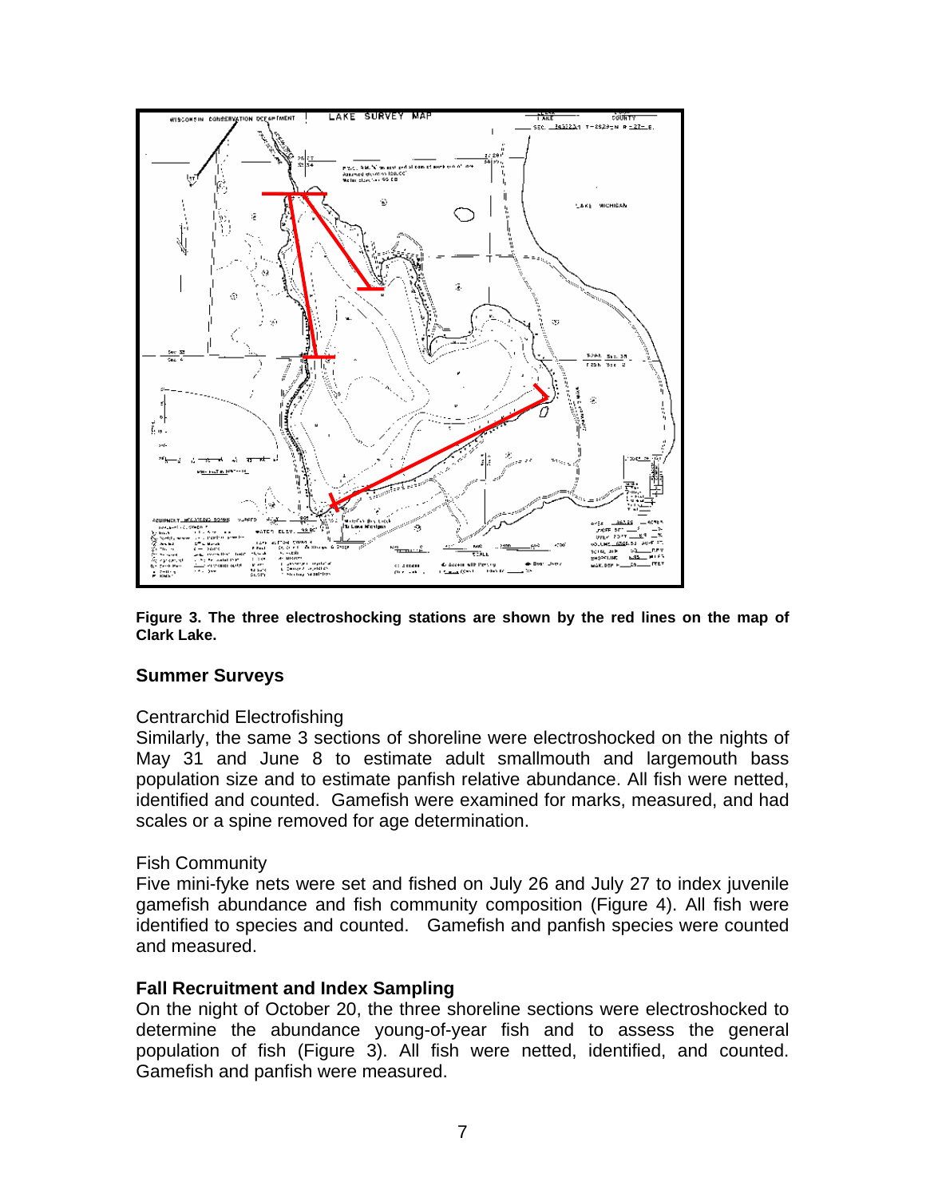**Figure 3. The three electroshocking stations are shown by the red lines on the map of Clark Lake.**

## Summer Surveys

### Centrarchid Electrofishing

Similarly, the same 3 sections of shoreline were electroshocked on the nights of May 31 and June 8 to estimate adult smallmouth and largemouth bass population size and to estimate panfish relative abundance. All fish were netted, identified and counted. Gamefish were examined for marks, measured, and had scales or a spine removed for age determination.

### Fish Community

Five mini-fyke nets were set and fished on July 26 and July 27 to index juvenile gamefish abundance and fish community composition (Figure 4). All fish were identified to species and counted. Gamefish and panfish species were counted and measured.

## Fall Recruitment and Index Sampling

On the night of October 20, the three shoreline sections were electroshocked to determine the abundance young-of-year fish and to assess the general population of fish (Figure 3). All fish were netted, identified, and counted. Gamefish and panfish were measured.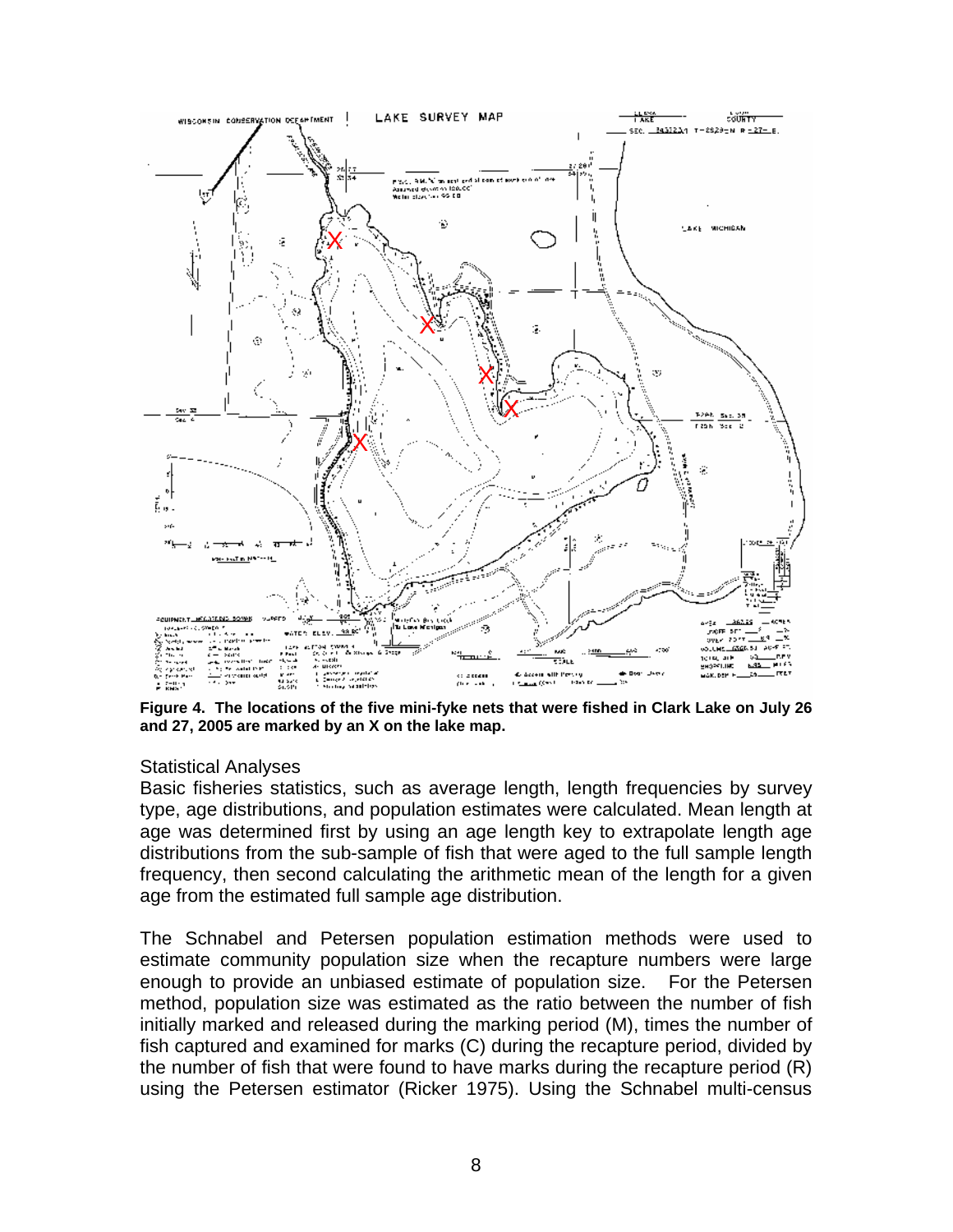**Figure 4. The locations of the five mini-fyke nets that were fished in Clark Lake on July 26 and 27, 2005 are marked by an X on the lake map.**

Statistical Analyses

Basic fisheries statistics, such as average length, length frequencies by survey type, age distributions, and population estimates were calculated. Mean length at age was determined first by using an age length key to extrapolate length age distributions from the sub-sample of fish that were aged to the full sample length frequency, then second calculating the arithmetic mean of the length for a given age from the estimated full sample age distribution.

The Schnabel and Petersen population estimation methods were used to estimate community population size when the recapture numbers were large enough to provide an unbiased estimate of population size. For the Petersen method, population size was estimated as the ratio between the number of fish initially marked and released during the marking period (M), times the number of fish captured and examined for marks (C) during the recapture period, divided by the number of fish that were found to have marks during the recapture period (R) using the Petersen estimator (Ricker 1975). Using the Schnabel multi-census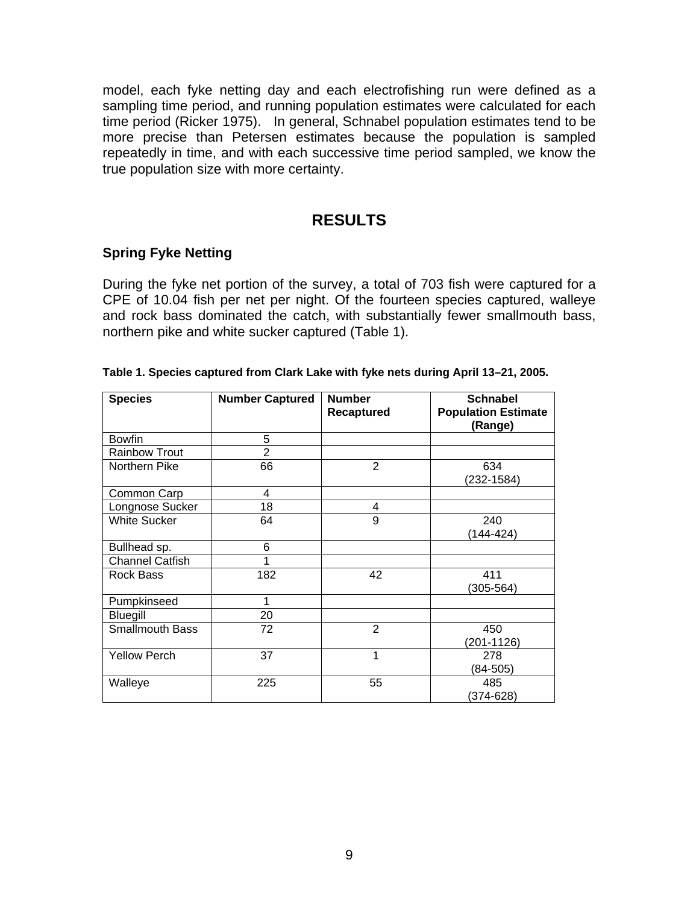model, each fyke netting day and each electrofishing run were defined as a sampling time period, and running population estimates were calculated for each time period (Ricker 1975). In general, Schnabel population estimates tend to be more precise than Petersen estimates because the population is sampled repeatedly in time, and with each successive time period sampled, we know the true population size with more certainty.

# RESULTS

## Spring Fyke Netting

During the fyke net portion of the survey, a total of 703 fish were captured for a CPE of 10.04 fish per net per night. Of the fourteen species captured, walleye and rock bass dominated the catch, with substantially fewer smallmouth bass, northern pike and white sucker captured (Table 1).

**Table 1. Species captured from Clark Lake with fyke nets during April 13–21, 2005.**

| Species | Number Captured | Number Recaptured | Schnabel Population Estimate (Range) |
|---|---|---|---|
| Bowfin | 5 | | |
| Rainbow Trout | 2 | | |
| Northern Pike | 66 | 2 | 634 (232-1584) |
| Common Carp | 4 | | |
| Longnose Sucker | 18 | 4 | |
| White Sucker | 64 | 9 | 240 (144-424) |
| Bullhead sp. | 6 | | |
| Channel Catfish | 1 | | |
| Rock Bass | 182 | 42 | 411 (305-564) |
| Pumpkinseed | 1 | | |
| Bluegill | 20 | | |
| Smallmouth Bass | 72 | 2 | 450 (201-1126) |
| Yellow Perch | 37 | 1 | 278 (84-505) |
| Walleye | 225 | 55 | 485 (374-628) |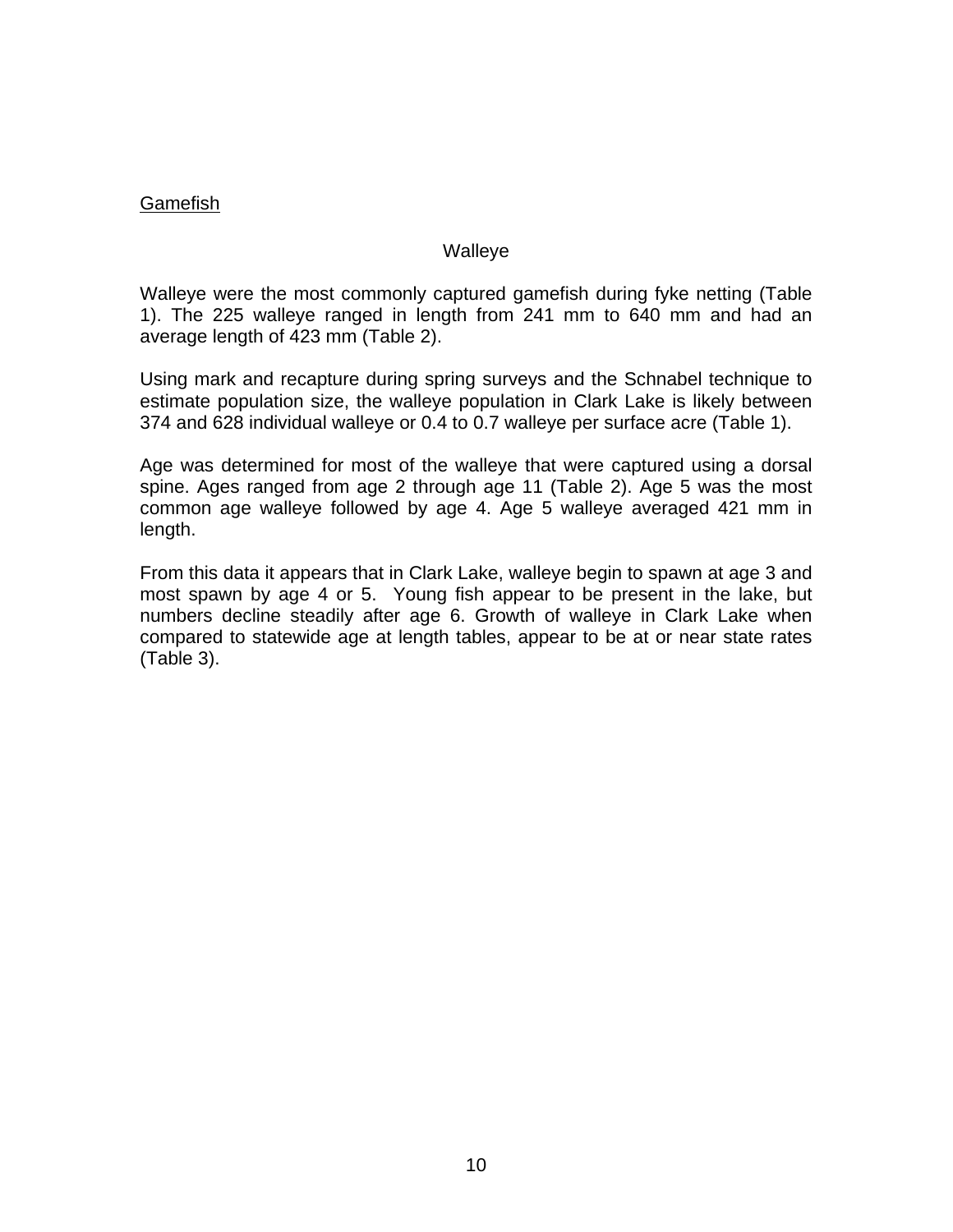## Gamefish

### Walleye

Walleye were the most commonly captured gamefish during fyke netting (Table 1). The 225 walleye ranged in length from 241 mm to 640 mm and had an average length of 423 mm (Table 2).

Using mark and recapture during spring surveys and the Schnabel technique to estimate population size, the walleye population in Clark Lake is likely between 374 and 628 individual walleye or 0.4 to 0.7 walleye per surface acre (Table 1).

Age was determined for most of the walleye that were captured using a dorsal spine. Ages ranged from age 2 through age 11 (Table 2). Age 5 was the most common age walleye followed by age 4. Age 5 walleye averaged 421 mm in length.

From this data it appears that in Clark Lake, walleye begin to spawn at age 3 and most spawn by age 4 or 5. Young fish appear to be present in the lake, but numbers decline steadily after age 6. Growth of walleye in Clark Lake when compared to statewide age at length tables, appear to be at or near state rates (Table 3).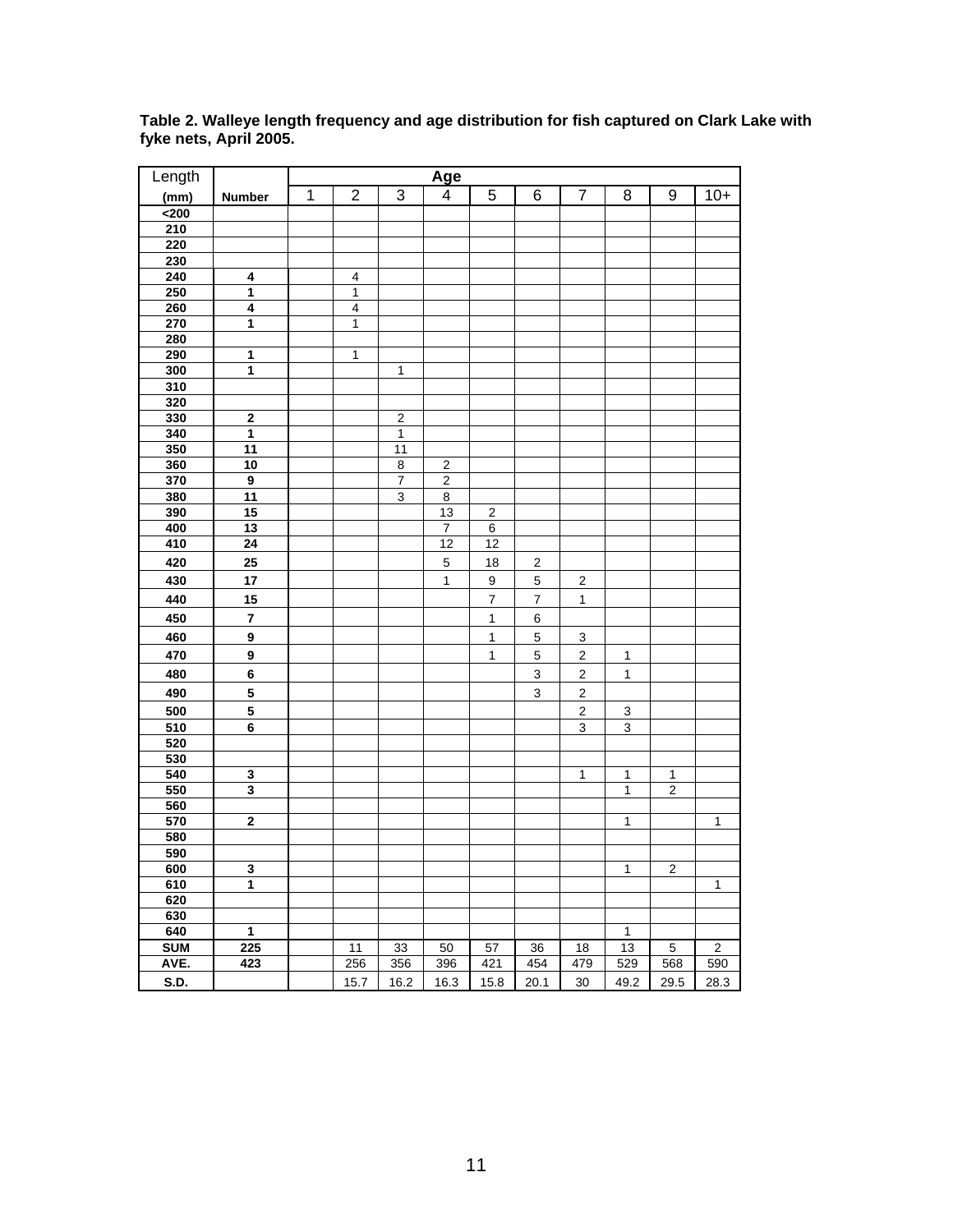**Table 2. Walleye length frequency and age distribution for fish captured on Clark Lake with fyke nets, April 2005.**

| Length (mm) | Number | Age 1 | 2 | 3 | 4 | 5 | 6 | 7 | 8 | 9 | 10+ |
|---|---|---|---|---|---|---|---|---|---|---|---|
| <200 | | | | | | | | | | | |
| 210 | | | | | | | | | | | |
| 220 | | | | | | | | | | | |
| 230 | | | | | | | | | | | |
| 240 | 4 | | 4 | | | | | | | | |
| 250 | 1 | | 1 | | | | | | | | |
| 260 | 4 | | 4 | | | | | | | | |
| 270 | 1 | | 1 | | | | | | | | |
| 280 | | | | | | | | | | | |
| 290 | 1 | | 1 | | | | | | | | |
| 300 | 1 | | | 1 | | | | | | | |
| 310 | | | | | | | | | | | |
| 320 | | | | | | | | | | | |
| 330 | 2 | | | 2 | | | | | | | |
| 340 | 1 | | | 1 | | | | | | | |
| 350 | 11 | | | 11 | | | | | | | |
| 360 | 10 | | | 8 | 2 | | | | | | |
| 370 | 9 | | | 7 | 2 | | | | | | |
| 380 | 11 | | | 3 | 8 | | | | | | |
| 390 | 15 | | | | 13 | 2 | | | | | |
| 400 | 13 | | | | 7 | 6 | | | | | |
| 410 | 24 | | | | 12 | 12 | | | | | |
| 420 | 25 | | | | 5 | 18 | 2 | | | | |
| 430 | 17 | | | | 1 | 9 | 5 | 2 | | | |
| 440 | 15 | | | | | 7 | 7 | 1 | | | |
| 450 | 7 | | | | | 1 | 6 | | | | |
| 460 | 9 | | | | | 1 | 5 | 3 | | | |
| 470 | 9 | | | | | 1 | 5 | 2 | 1 | | |
| 480 | 6 | | | | | | 3 | 2 | 1 | | |
| 490 | 5 | | | | | | 3 | 2 | | | |
| 500 | 5 | | | | | | | 2 | 3 | | |
| 510 | 6 | | | | | | | 3 | 3 | | |
| 520 | | | | | | | | | | | |
| 530 | | | | | | | | | | | |
| 540 | 3 | | | | | | | 1 | 1 | 1 | |
| 550 | 3 | | | | | | | | 1 | 2 | |
| 560 | | | | | | | | | | | |
| 570 | 2 | | | | | | | | 1 | | 1 |
| 580 | | | | | | | | | | | |
| 590 | | | | | | | | | | | |
| 600 | 3 | | | | | | | | 1 | 2 | |
| 610 | 1 | | | | | | | | | | 1 |
| 620 | | | | | | | | | | | |
| 630 | | | | | | | | | | | |
| 640 | 1 | | | | | | | | 1 | | |
| SUM | 225 | | 11 | 33 | 50 | 57 | 36 | 18 | 13 | 5 | 2 |
| AVE. | 423 | | 256 | 356 | 396 | 421 | 454 | 479 | 529 | 568 | 590 |
| S.D. | | | 15.7 | 16.2 | 16.3 | 15.8 | 20.1 | 30 | 49.2 | 29.5 | 28.3 |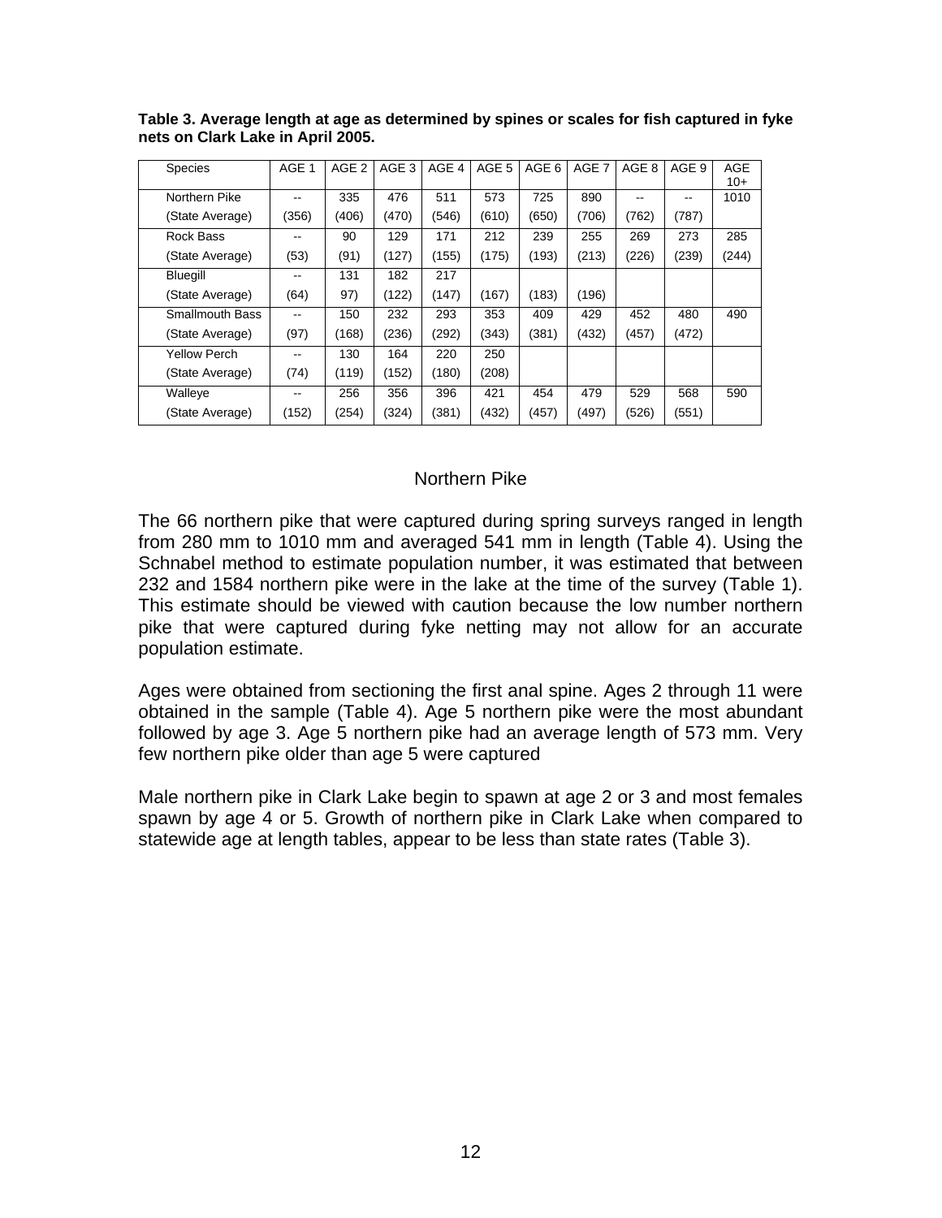**Table 3. Average length at age as determined by spines or scales for fish captured in fyke nets on Clark Lake in April 2005.**

| Species | AGE 1 | AGE 2 | AGE 3 | AGE 4 | AGE 5 | AGE 6 | AGE 7 | AGE 8 | AGE 9 | AGE 10+ |
|---|---|---|---|---|---|---|---|---|---|---|
| Northern Pike | -- | 335 | 476 | 511 | 573 | 725 | 890 | -- | -- | 1010 |
| (State Average) | (356) | (406) | (470) | (546) | (610) | (650) | (706) | (762) | (787) | |
| Rock Bass | -- | 90 | 129 | 171 | 212 | 239 | 255 | 269 | 273 | 285 |
| (State Average) | (53) | (91) | (127) | (155) | (175) | (193) | (213) | (226) | (239) | (244) |
| Bluegill | -- | 131 | 182 | 217 | | | | | | |
| (State Average) | (64) | 97) | (122) | (147) | (167) | (183) | (196) | | | |
| Smallmouth Bass | -- | 150 | 232 | 293 | 353 | 409 | 429 | 452 | 480 | 490 |
| (State Average) | (97) | (168) | (236) | (292) | (343) | (381) | (432) | (457) | (472) | |
| Yellow Perch | -- | 130 | 164 | 220 | 250 | | | | | |
| (State Average) | (74) | (119) | (152) | (180) | (208) | | | | | |
| Walleye | -- | 256 | 356 | 396 | 421 | 454 | 479 | 529 | 568 | 590 |
| (State Average) | (152) | (254) | (324) | (381) | (432) | (457) | (497) | (526) | (551) | |

## Northern Pike

The 66 northern pike that were captured during spring surveys ranged in length from 280 mm to 1010 mm and averaged 541 mm in length (Table 4). Using the Schnabel method to estimate population number, it was estimated that between 232 and 1584 northern pike were in the lake at the time of the survey (Table 1). This estimate should be viewed with caution because the low number northern pike that were captured during fyke netting may not allow for an accurate population estimate.

Ages were obtained from sectioning the first anal spine. Ages 2 through 11 were obtained in the sample (Table 4). Age 5 northern pike were the most abundant followed by age 3. Age 5 northern pike had an average length of 573 mm. Very few northern pike older than age 5 were captured

Male northern pike in Clark Lake begin to spawn at age 2 or 3 and most females spawn by age 4 or 5. Growth of northern pike in Clark Lake when compared to statewide age at length tables, appear to be less than state rates (Table 3).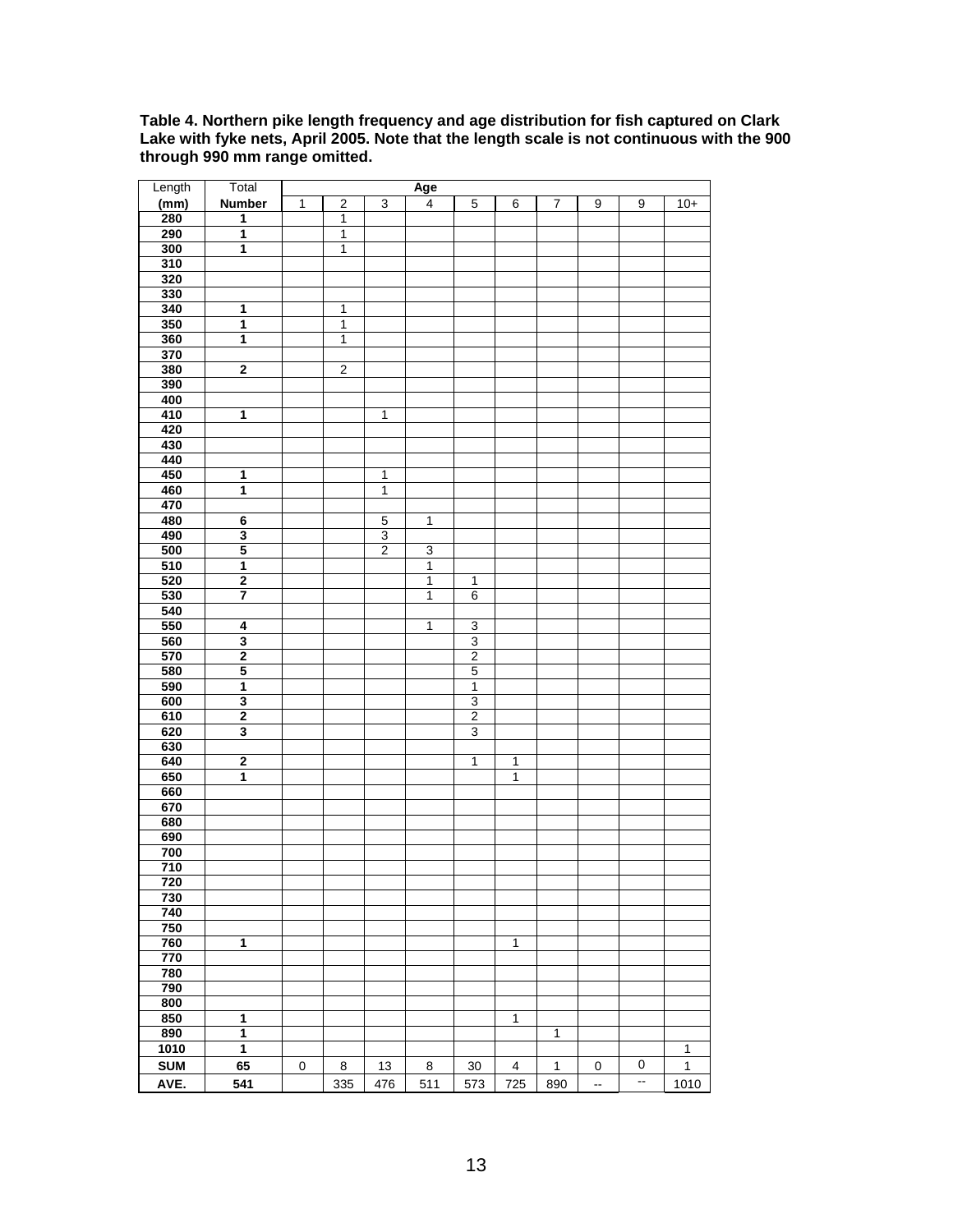**Table 4. Northern pike length frequency and age distribution for fish captured on Clark Lake with fyke nets, April 2005. Note that the length scale is not continuous with the 900 through 990 mm range omitted.**

| Length | Total | Age | | | | | | | | | |
|---|---|---|---|---|---|---|---|---|---|---|---|
| **(mm)** | **Number** | 1 | 2 | 3 | 4 | 5 | 6 | 7 | 9 | 9 | 10+ |
| **280** | **1** | | 1 | | | | | | | | |
| **290** | **1** | | 1 | | | | | | | | |
| **300** | **1** | | 1 | | | | | | | | |
| **310** | | | | | | | | | | | |
| **320** | | | | | | | | | | | |
| **330** | | | | | | | | | | | |
| **340** | **1** | | 1 | | | | | | | | |
| **350** | **1** | | 1 | | | | | | | | |
| **360** | **1** | | 1 | | | | | | | | |
| **370** | | | | | | | | | | | |
| **380** | **2** | | 2 | | | | | | | | |
| **390** | | | | | | | | | | | |
| **400** | | | | | | | | | | | |
| **410** | **1** | | | 1 | | | | | | | |
| **420** | | | | | | | | | | | |
| **430** | | | | | | | | | | | |
| **440** | | | | | | | | | | | |
| **450** | **1** | | | 1 | | | | | | | |
| **460** | **1** | | | 1 | | | | | | | |
| **470** | | | | | | | | | | | |
| **480** | **6** | | | 5 | 1 | | | | | | |
| **490** | **3** | | | 3 | | | | | | | |
| **500** | **5** | | | 2 | 3 | | | | | | |
| **510** | **1** | | | | 1 | | | | | | |
| **520** | **2** | | | | 1 | 1 | | | | | |
| **530** | **7** | | | | 1 | 6 | | | | | |
| **540** | | | | | | | | | | | |
| **550** | **4** | | | | 1 | 3 | | | | | |
| **560** | **3** | | | | | 3 | | | | | |
| **570** | **2** | | | | | 2 | | | | | |
| **580** | **5** | | | | | 5 | | | | | |
| **590** | **1** | | | | | 1 | | | | | |
| **600** | **3** | | | | | 3 | | | | | |
| **610** | **2** | | | | | 2 | | | | | |
| **620** | **3** | | | | | 3 | | | | | |
| **630** | | | | | | | | | | | |
| **640** | **2** | | | | | 1 | 1 | | | | |
| **650** | **1** | | | | | | 1 | | | | |
| **660** | | | | | | | | | | | |
| **670** | | | | | | | | | | | |
| **680** | | | | | | | | | | | |
| **690** | | | | | | | | | | | |
| **700** | | | | | | | | | | | |
| **710** | | | | | | | | | | | |
| **720** | | | | | | | | | | | |
| **730** | | | | | | | | | | | |
| **740** | | | | | | | | | | | |
| **750** | | | | | | | | | | | |
| **760** | **1** | | | | | | 1 | | | | |
| **770** | | | | | | | | | | | |
| **780** | | | | | | | | | | | |
| **790** | | | | | | | | | | | |
| **800** | | | | | | | | | | | |
| **850** | **1** | | | | | | 1 | | | | |
| **890** | **1** | | | | | | | 1 | | | |
| **1010** | **1** | | | | | | | | | | 1 |
| **SUM** | **65** | 0 | 8 | 13 | 8 | 30 | 4 | 1 | 0 | 0 | 1 |
| **AVE.** | **541** | | 335 | 476 | 511 | 573 | 725 | 890 | -- | -- | 1010 |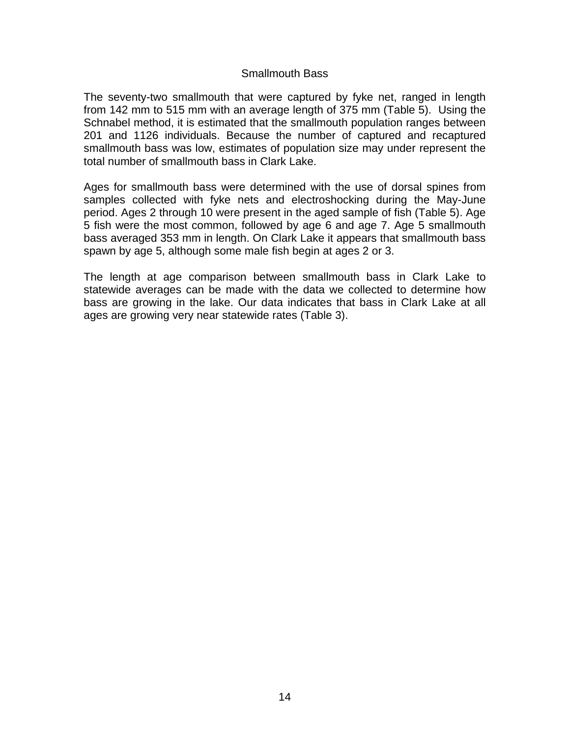## Smallmouth Bass

The seventy-two smallmouth that were captured by fyke net, ranged in length from 142 mm to 515 mm with an average length of 375 mm (Table 5). Using the Schnabel method, it is estimated that the smallmouth population ranges between 201 and 1126 individuals. Because the number of captured and recaptured smallmouth bass was low, estimates of population size may under represent the total number of smallmouth bass in Clark Lake.

Ages for smallmouth bass were determined with the use of dorsal spines from samples collected with fyke nets and electroshocking during the May-June period. Ages 2 through 10 were present in the aged sample of fish (Table 5). Age 5 fish were the most common, followed by age 6 and age 7. Age 5 smallmouth bass averaged 353 mm in length. On Clark Lake it appears that smallmouth bass spawn by age 5, although some male fish begin at ages 2 or 3.

The length at age comparison between smallmouth bass in Clark Lake to statewide averages can be made with the data we collected to determine how bass are growing in the lake. Our data indicates that bass in Clark Lake at all ages are growing very near statewide rates (Table 3).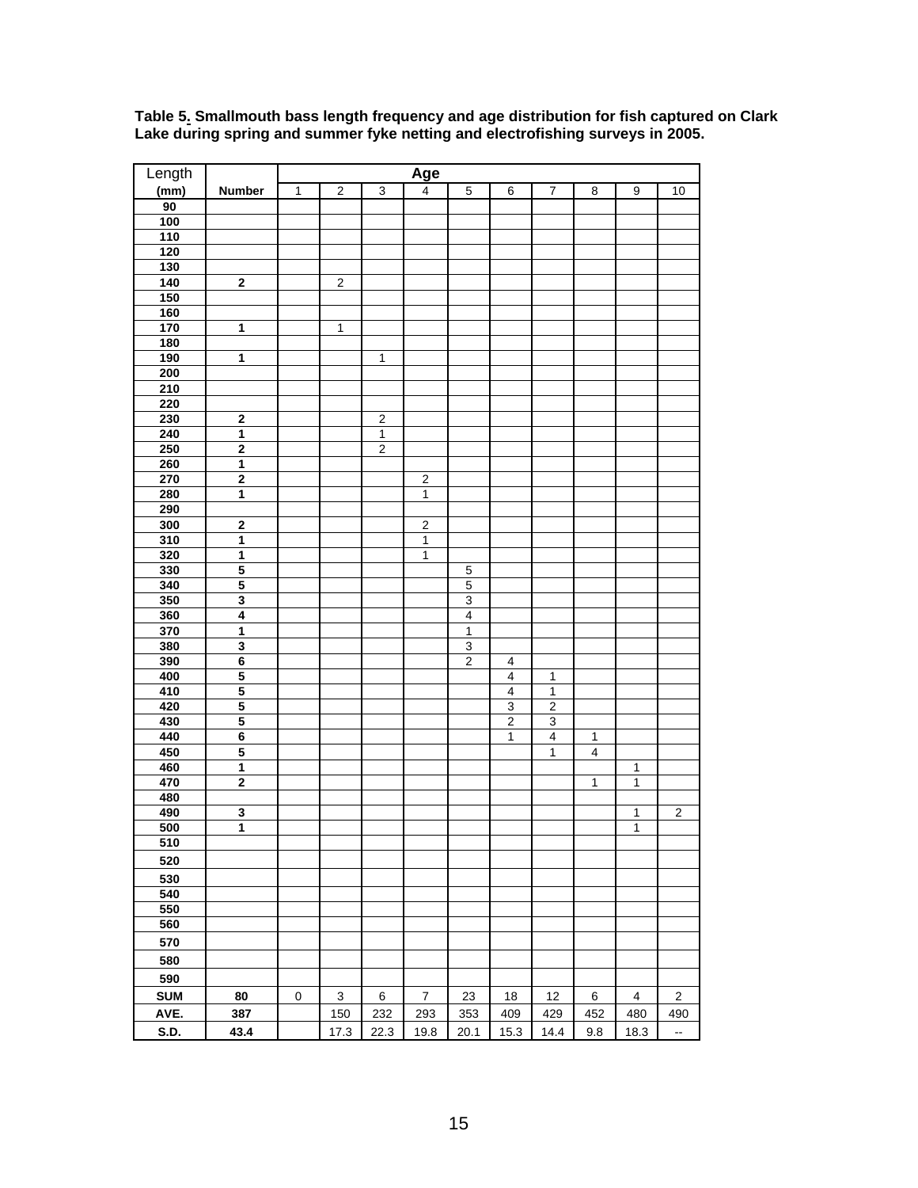**Table 5. Smallmouth bass length frequency and age distribution for fish captured on Clark Lake during spring and summer fyke netting and electrofishing surveys in 2005.**

| Length | | Age | | | | | | | | | |
|---|---|---|---|---|---|---|---|---|---|---|---|
| (mm) | Number | 1 | 2 | 3 | 4 | 5 | 6 | 7 | 8 | 9 | 10 |
| 90 | | | | | | | | | | | |
| 100 | | | | | | | | | | | |
| 110 | | | | | | | | | | | |
| 120 | | | | | | | | | | | |
| 130 | | | | | | | | | | | |
| 140 | 2 | | 2 | | | | | | | | |
| 150 | | | | | | | | | | | |
| 160 | | | | | | | | | | | |
| 170 | 1 | | 1 | | | | | | | | |
| 180 | | | | | | | | | | | |
| 190 | 1 | | | 1 | | | | | | | |
| 200 | | | | | | | | | | | |
| 210 | | | | | | | | | | | |
| 220 | | | | | | | | | | | |
| 230 | 2 | | | 2 | | | | | | | |
| 240 | 1 | | | 1 | | | | | | | |
| 250 | 2 | | | 2 | | | | | | | |
| 260 | 1 | | | | | | | | | | |
| 270 | 2 | | | | 2 | | | | | | |
| 280 | 1 | | | | 1 | | | | | | |
| 290 | | | | | | | | | | | |
| 300 | 2 | | | | 2 | | | | | | |
| 310 | 1 | | | | 1 | | | | | | |
| 320 | 1 | | | | 1 | | | | | | |
| 330 | 5 | | | | | 5 | | | | | |
| 340 | 5 | | | | | 5 | | | | | |
| 350 | 3 | | | | | 3 | | | | | |
| 360 | 4 | | | | | 4 | | | | | |
| 370 | 1 | | | | | 1 | | | | | |
| 380 | 3 | | | | | 3 | | | | | |
| 390 | 6 | | | | | 2 | 4 | | | | |
| 400 | 5 | | | | | | 4 | 1 | | | |
| 410 | 5 | | | | | | 4 | 1 | | | |
| 420 | 5 | | | | | | 3 | 2 | | | |
| 430 | 5 | | | | | | 2 | 3 | | | |
| 440 | 6 | | | | | | 1 | 4 | 1 | | |
| 450 | 5 | | | | | | | 1 | 4 | | |
| 460 | 1 | | | | | | | | | 1 | |
| 470 | 2 | | | | | | | | 1 | 1 | |
| 480 | | | | | | | | | | | |
| 490 | 3 | | | | | | | | | 1 | 2 |
| 500 | 1 | | | | | | | | | 1 | |
| 510 | | | | | | | | | | | |
| 520 | | | | | | | | | | | |
| 530 | | | | | | | | | | | |
| 540 | | | | | | | | | | | |
| 550 | | | | | | | | | | | |
| 560 | | | | | | | | | | | |
| 570 | | | | | | | | | | | |
| 580 | | | | | | | | | | | |
| 590 | | | | | | | | | | | |
| SUM | 80 | 0 | 3 | 6 | 7 | 23 | 18 | 12 | 6 | 4 | 2 |
| AVE. | 387 | | 150 | 232 | 293 | 353 | 409 | 429 | 452 | 480 | 490 |
| S.D. | 43.4 | | 17.3 | 22.3 | 19.8 | 20.1 | 15.3 | 14.4 | 9.8 | 18.3 | -- |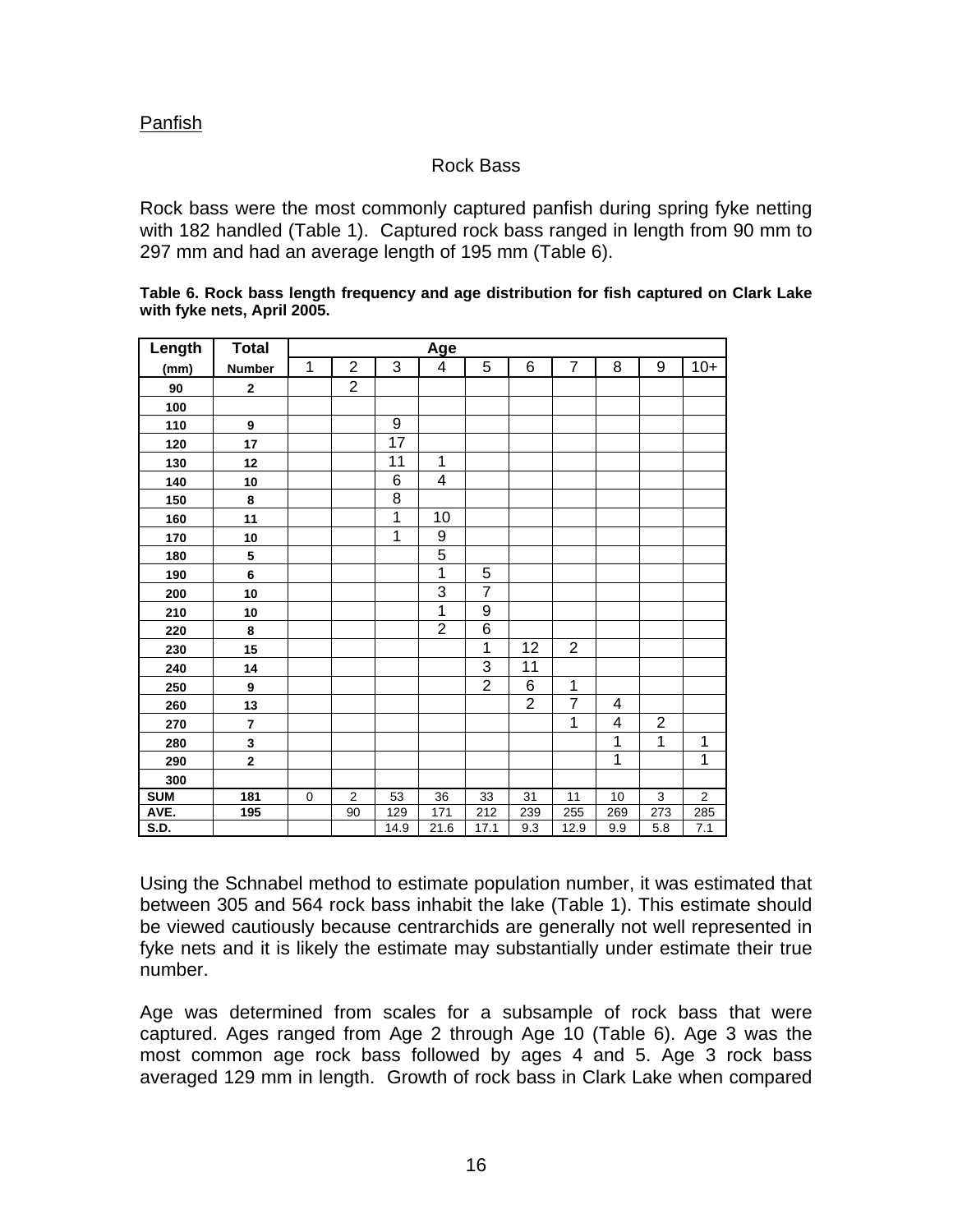Panfish

Rock Bass

Rock bass were the most commonly captured panfish during spring fyke netting with 182 handled (Table 1). Captured rock bass ranged in length from 90 mm to 297 mm and had an average length of 195 mm (Table 6).

**Table 6. Rock bass length frequency and age distribution for fish captured on Clark Lake with fyke nets, April 2005.**

| Length | Total | Age | | | | | | | | | |
|---|---|---|---|---|---|---|---|---|---|---|---|
| (mm) | Number | 1 | 2 | 3 | 4 | 5 | 6 | 7 | 8 | 9 | 10+ |
| 90 | 2 | | 2 | | | | | | | | |
| 100 | | | | | | | | | | | |
| 110 | 9 | | | 9 | | | | | | | |
| 120 | 17 | | | 17 | | | | | | | |
| 130 | 12 | | | 11 | 1 | | | | | | |
| 140 | 10 | | | 6 | 4 | | | | | | |
| 150 | 8 | | | 8 | | | | | | | |
| 160 | 11 | | | 1 | 10 | | | | | | |
| 170 | 10 | | | 1 | 9 | | | | | | |
| 180 | 5 | | | | 5 | | | | | | |
| 190 | 6 | | | | 1 | 5 | | | | | |
| 200 | 10 | | | | 3 | 7 | | | | | |
| 210 | 10 | | | | 1 | 9 | | | | | |
| 220 | 8 | | | | 2 | 6 | | | | | |
| 230 | 15 | | | | | 1 | 12 | 2 | | | |
| 240 | 14 | | | | | 3 | 11 | | | | |
| 250 | 9 | | | | | 2 | 6 | 1 | | | |
| 260 | 13 | | | | | | 2 | 7 | 4 | | |
| 270 | 7 | | | | | | | 1 | 4 | 2 | |
| 280 | 3 | | | | | | | | 1 | 1 | 1 |
| 290 | 2 | | | | | | | | 1 | | 1 |
| 300 | | | | | | | | | | | |
| SUM | 181 | 0 | 2 | 53 | 36 | 33 | 31 | 11 | 10 | 3 | 2 |
| AVE. | 195 | | 90 | 129 | 171 | 212 | 239 | 255 | 269 | 273 | 285 |
| S.D. | | | | 14.9 | 21.6 | 17.1 | 9.3 | 12.9 | 9.9 | 5.8 | 7.1 |

Using the Schnabel method to estimate population number, it was estimated that between 305 and 564 rock bass inhabit the lake (Table 1). This estimate should be viewed cautiously because centrarchids are generally not well represented in fyke nets and it is likely the estimate may substantially under estimate their true number.

Age was determined from scales for a subsample of rock bass that were captured. Ages ranged from Age 2 through Age 10 (Table 6). Age 3 was the most common age rock bass followed by ages 4 and 5. Age 3 rock bass averaged 129 mm in length. Growth of rock bass in Clark Lake when compared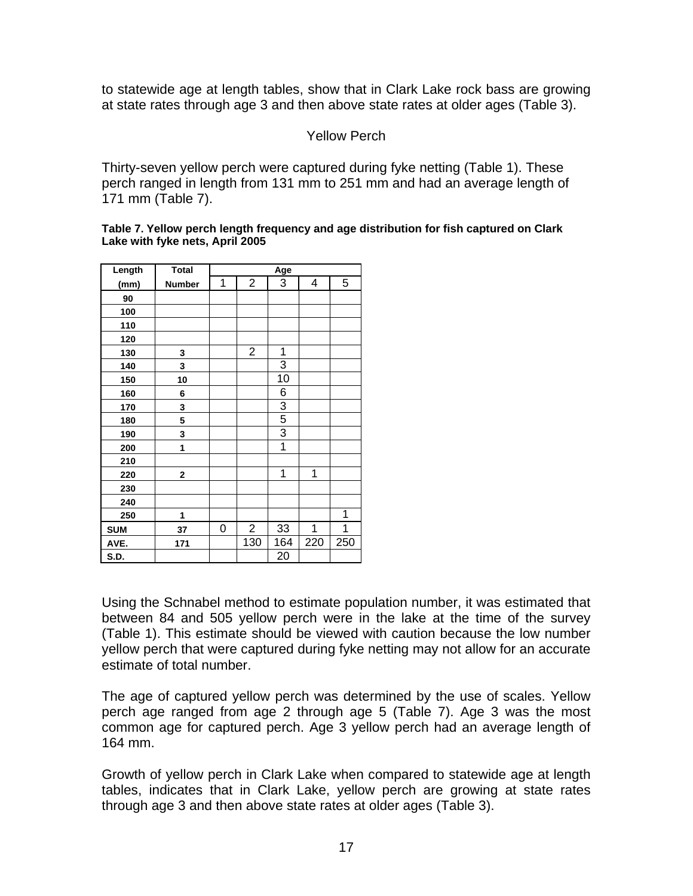to statewide age at length tables, show that in Clark Lake rock bass are growing at state rates through age 3 and then above state rates at older ages (Table 3).

## Yellow Perch

Thirty-seven yellow perch were captured during fyke netting (Table 1). These perch ranged in length from 131 mm to 251 mm and had an average length of 171 mm (Table 7).

**Table 7. Yellow perch length frequency and age distribution for fish captured on Clark Lake with fyke nets, April 2005**

| Length | Total | Age | | | | |
|---|---|---|---|---|---|---|
| (mm) | Number | 1 | 2 | 3 | 4 | 5 |
| 90 | | | | | | |
| 100 | | | | | | |
| 110 | | | | | | |
| 120 | | | | | | |
| 130 | 3 | | 2 | 1 | | |
| 140 | 3 | | | 3 | | |
| 150 | 10 | | | 10 | | |
| 160 | 6 | | | 6 | | |
| 170 | 3 | | | 3 | | |
| 180 | 5 | | | 5 | | |
| 190 | 3 | | | 3 | | |
| 200 | 1 | | | 1 | | |
| 210 | | | | | | |
| 220 | 2 | | | 1 | 1 | |
| 230 | | | | | | |
| 240 | | | | | | |
| 250 | 1 | | | | | 1 |
| SUM | 37 | 0 | 2 | 33 | 1 | 1 |
| AVE. | 171 | | 130 | 164 | 220 | 250 |
| S.D. | | | | 20 | | |

Using the Schnabel method to estimate population number, it was estimated that between 84 and 505 yellow perch were in the lake at the time of the survey (Table 1). This estimate should be viewed with caution because the low number yellow perch that were captured during fyke netting may not allow for an accurate estimate of total number.

The age of captured yellow perch was determined by the use of scales. Yellow perch age ranged from age 2 through age 5 (Table 7). Age 3 was the most common age for captured perch. Age 3 yellow perch had an average length of 164 mm.

Growth of yellow perch in Clark Lake when compared to statewide age at length tables, indicates that in Clark Lake, yellow perch are growing at state rates through age 3 and then above state rates at older ages (Table 3).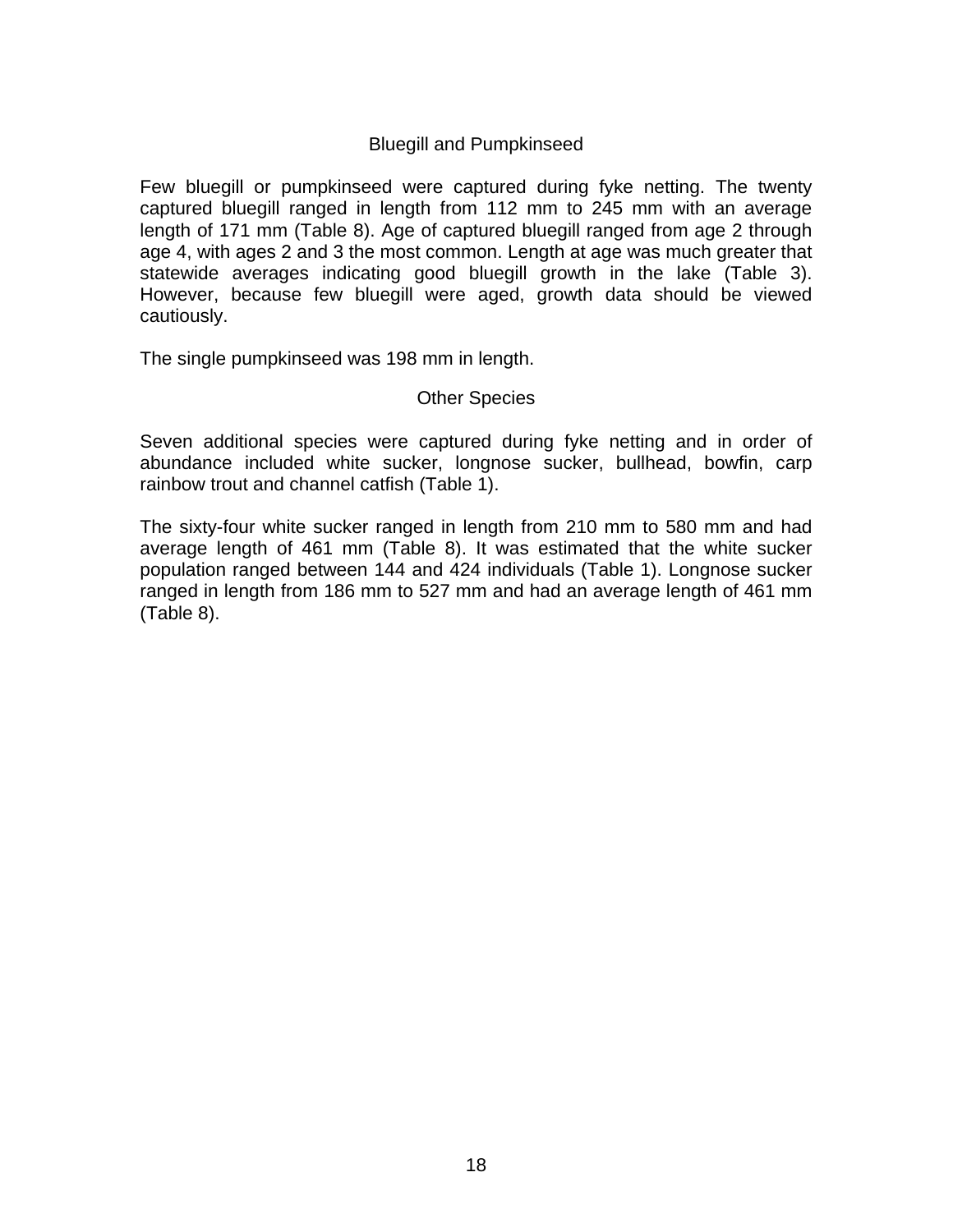## Bluegill and Pumpkinseed

Few bluegill or pumpkinseed were captured during fyke netting. The twenty captured bluegill ranged in length from 112 mm to 245 mm with an average length of 171 mm (Table 8). Age of captured bluegill ranged from age 2 through age 4, with ages 2 and 3 the most common. Length at age was much greater that statewide averages indicating good bluegill growth in the lake (Table 3). However, because few bluegill were aged, growth data should be viewed cautiously.

The single pumpkinseed was 198 mm in length.

## Other Species

Seven additional species were captured during fyke netting and in order of abundance included white sucker, longnose sucker, bullhead, bowfin, carp rainbow trout and channel catfish (Table 1).

The sixty-four white sucker ranged in length from 210 mm to 580 mm and had average length of 461 mm (Table 8). It was estimated that the white sucker population ranged between 144 and 424 individuals (Table 1). Longnose sucker ranged in length from 186 mm to 527 mm and had an average length of 461 mm (Table 8).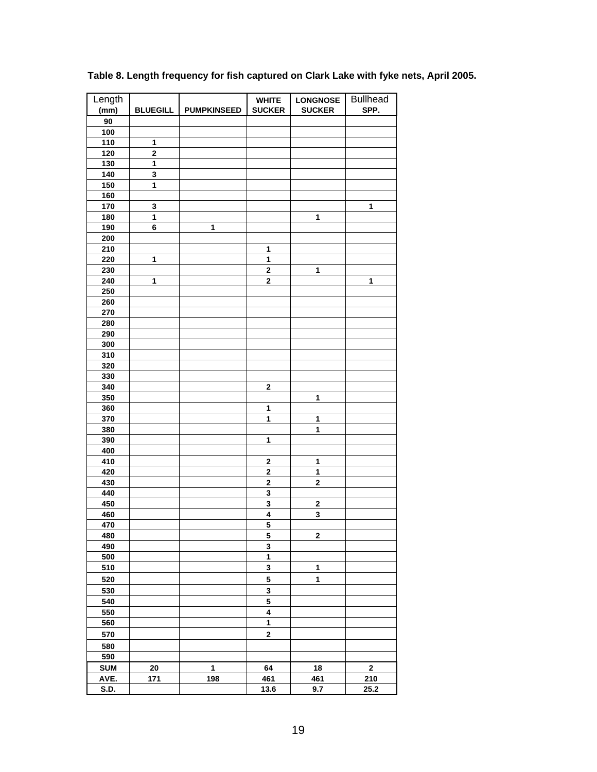**Table 8. Length frequency for fish captured on Clark Lake with fyke nets, April 2005.**

| Length (mm) | BLUEGILL | PUMPKINSEED | WHITE SUCKER | LONGNOSE SUCKER | Bullhead SPP. |
|---|---|---|---|---|---|
| 90 | | | | | |
| 100 | | | | | |
| 110 | 1 | | | | |
| 120 | 2 | | | | |
| 130 | 1 | | | | |
| 140 | 3 | | | | |
| 150 | 1 | | | | |
| 160 | | | | | |
| 170 | 3 | | | | 1 |
| 180 | 1 | | | 1 | |
| 190 | 6 | 1 | | | |
| 200 | | | | | |
| 210 | | | 1 | | |
| 220 | 1 | | 1 | | |
| 230 | | | 2 | 1 | |
| 240 | 1 | | 2 | | 1 |
| 250 | | | | | |
| 260 | | | | | |
| 270 | | | | | |
| 280 | | | | | |
| 290 | | | | | |
| 300 | | | | | |
| 310 | | | | | |
| 320 | | | | | |
| 330 | | | | | |
| 340 | | | 2 | | |
| 350 | | | | 1 | |
| 360 | | | 1 | | |
| 370 | | | 1 | 1 | |
| 380 | | | | 1 | |
| 390 | | | 1 | | |
| 400 | | | | | |
| 410 | | | 2 | 1 | |
| 420 | | | 2 | 1 | |
| 430 | | | 2 | 2 | |
| 440 | | | 3 | | |
| 450 | | | 3 | 2 | |
| 460 | | | 4 | 3 | |
| 470 | | | 5 | | |
| 480 | | | 5 | 2 | |
| 490 | | | 3 | | |
| 500 | | | 1 | | |
| 510 | | | 3 | 1 | |
| 520 | | | 5 | 1 | |
| 530 | | | 3 | | |
| 540 | | | 5 | | |
| 550 | | | 4 | | |
| 560 | | | 1 | | |
| 570 | | | 2 | | |
| 580 | | | | | |
| 590 | | | | | |
| SUM | 20 | 1 | 64 | 18 | 2 |
| AVE. | 171 | 198 | 461 | 461 | 210 |
| S.D. | | | 13.6 | 9.7 | 25.2 |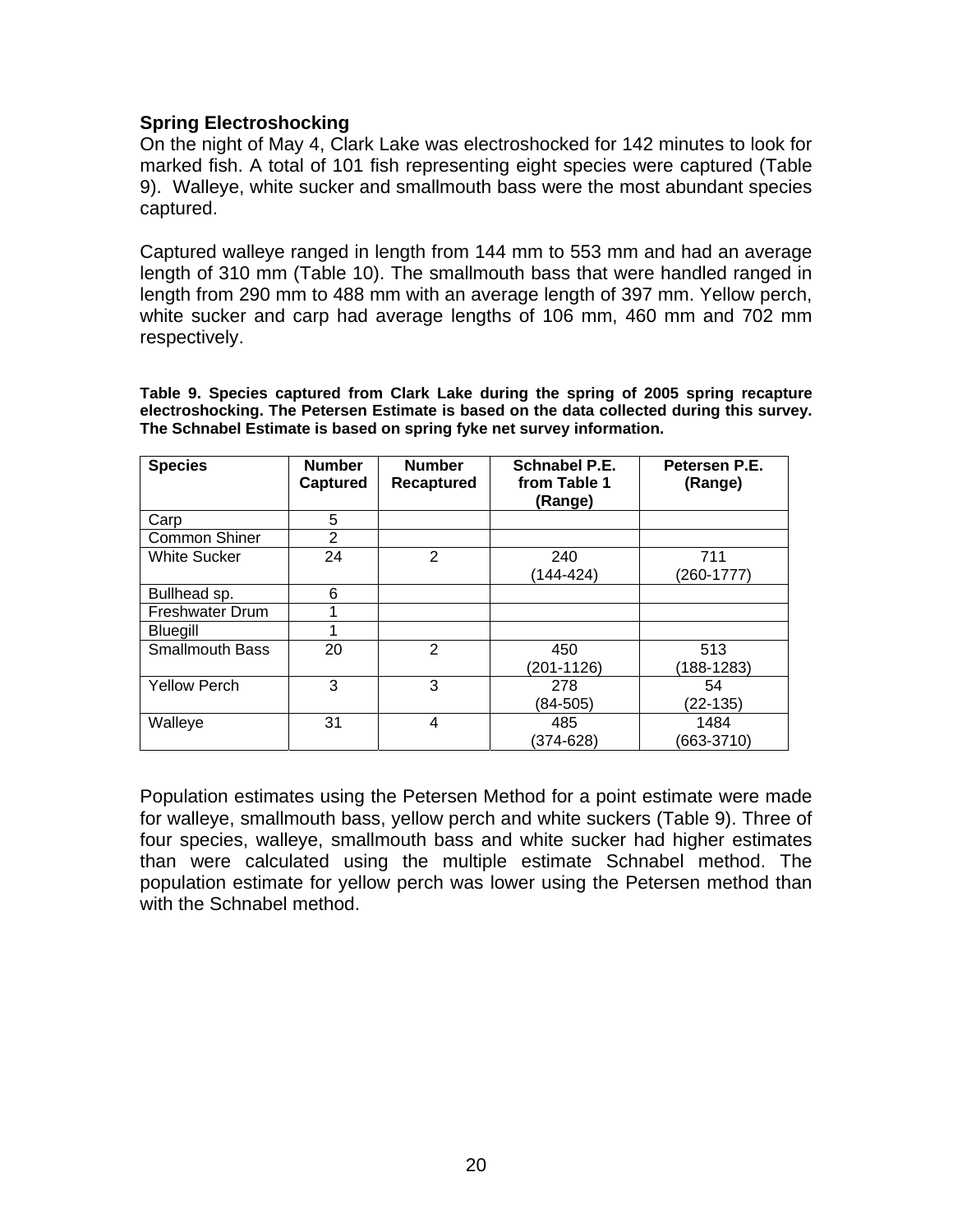### Spring Electroshocking

On the night of May 4, Clark Lake was electroshocked for 142 minutes to look for marked fish. A total of 101 fish representing eight species were captured (Table 9). Walleye, white sucker and smallmouth bass were the most abundant species captured.

Captured walleye ranged in length from 144 mm to 553 mm and had an average length of 310 mm (Table 10). The smallmouth bass that were handled ranged in length from 290 mm to 488 mm with an average length of 397 mm. Yellow perch, white sucker and carp had average lengths of 106 mm, 460 mm and 702 mm respectively.

**Table 9. Species captured from Clark Lake during the spring of 2005 spring recapture electroshocking. The Petersen Estimate is based on the data collected during this survey. The Schnabel Estimate is based on spring fyke net survey information.**

| Species | Number Captured | Number Recaptured | Schnabel P.E. from Table 1 (Range) | Petersen P.E. (Range) |
|---|---|---|---|---|
| Carp | 5 | | | |
| Common Shiner | 2 | | | |
| White Sucker | 24 | 2 | 240 (144-424) | 711 (260-1777) |
| Bullhead sp. | 6 | | | |
| Freshwater Drum | 1 | | | |
| Bluegill | 1 | | | |
| Smallmouth Bass | 20 | 2 | 450 (201-1126) | 513 (188-1283) |
| Yellow Perch | 3 | 3 | 278 (84-505) | 54 (22-135) |
| Walleye | 31 | 4 | 485 (374-628) | 1484 (663-3710) |

Population estimates using the Petersen Method for a point estimate were made for walleye, smallmouth bass, yellow perch and white suckers (Table 9). Three of four species, walleye, smallmouth bass and white sucker had higher estimates than were calculated using the multiple estimate Schnabel method. The population estimate for yellow perch was lower using the Petersen method than with the Schnabel method.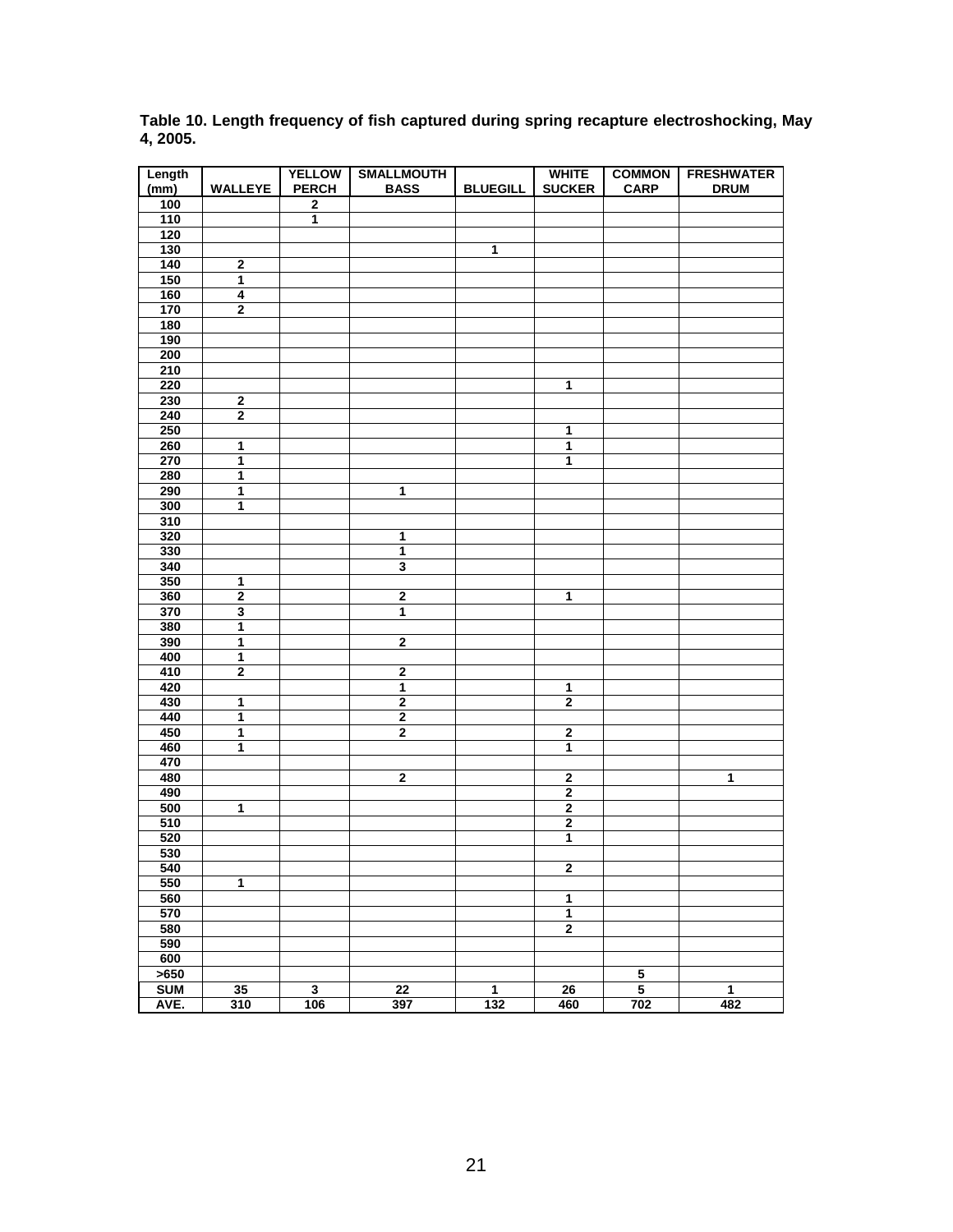**Table 10. Length frequency of fish captured during spring recapture electroshocking, May 4, 2005.**

| Length (mm) | WALLEYE | YELLOW PERCH | SMALLMOUTH BASS | BLUEGILL | WHITE SUCKER | COMMON CARP | FRESHWATER DRUM |
|---|---|---|---|---|---|---|---|
| 100 | | 2 | | | | | |
| 110 | | 1 | | | | | |
| 120 | | | | | | | |
| 130 | | | | 1 | | | |
| 140 | 2 | | | | | | |
| 150 | 1 | | | | | | |
| 160 | 4 | | | | | | |
| 170 | 2 | | | | | | |
| 180 | | | | | | | |
| 190 | | | | | | | |
| 200 | | | | | | | |
| 210 | | | | | | | |
| 220 | | | | | 1 | | |
| 230 | 2 | | | | | | |
| 240 | 2 | | | | | | |
| 250 | | | | | 1 | | |
| 260 | 1 | | | | 1 | | |
| 270 | 1 | | | | 1 | | |
| 280 | 1 | | | | | | |
| 290 | 1 | | 1 | | | | |
| 300 | 1 | | | | | | |
| 310 | | | | | | | |
| 320 | | | 1 | | | | |
| 330 | | | 1 | | | | |
| 340 | | | 3 | | | | |
| 350 | 1 | | | | | | |
| 360 | 2 | | 2 | | 1 | | |
| 370 | 3 | | 1 | | | | |
| 380 | 1 | | | | | | |
| 390 | 1 | | 2 | | | | |
| 400 | 1 | | | | | | |
| 410 | 2 | | 2 | | | | |
| 420 | | | 1 | | 1 | | |
| 430 | 1 | | 2 | | 2 | | |
| 440 | 1 | | 2 | | | | |
| 450 | 1 | | 2 | | 2 | | |
| 460 | 1 | | | | 1 | | |
| 470 | | | | | | | |
| 480 | | | 2 | | 2 | | 1 |
| 490 | | | | | 2 | | |
| 500 | 1 | | | | 2 | | |
| 510 | | | | | 2 | | |
| 520 | | | | | 1 | | |
| 530 | | | | | | | |
| 540 | | | | | 2 | | |
| 550 | 1 | | | | | | |
| 560 | | | | | 1 | | |
| 570 | | | | | 1 | | |
| 580 | | | | | 2 | | |
| 590 | | | | | | | |
| 600 | | | | | | | |
| >650 | | | | | | 5 | |
| SUM | 35 | 3 | 22 | 1 | 26 | 5 | 1 |
| AVE. | 310 | 106 | 397 | 132 | 460 | 702 | 482 |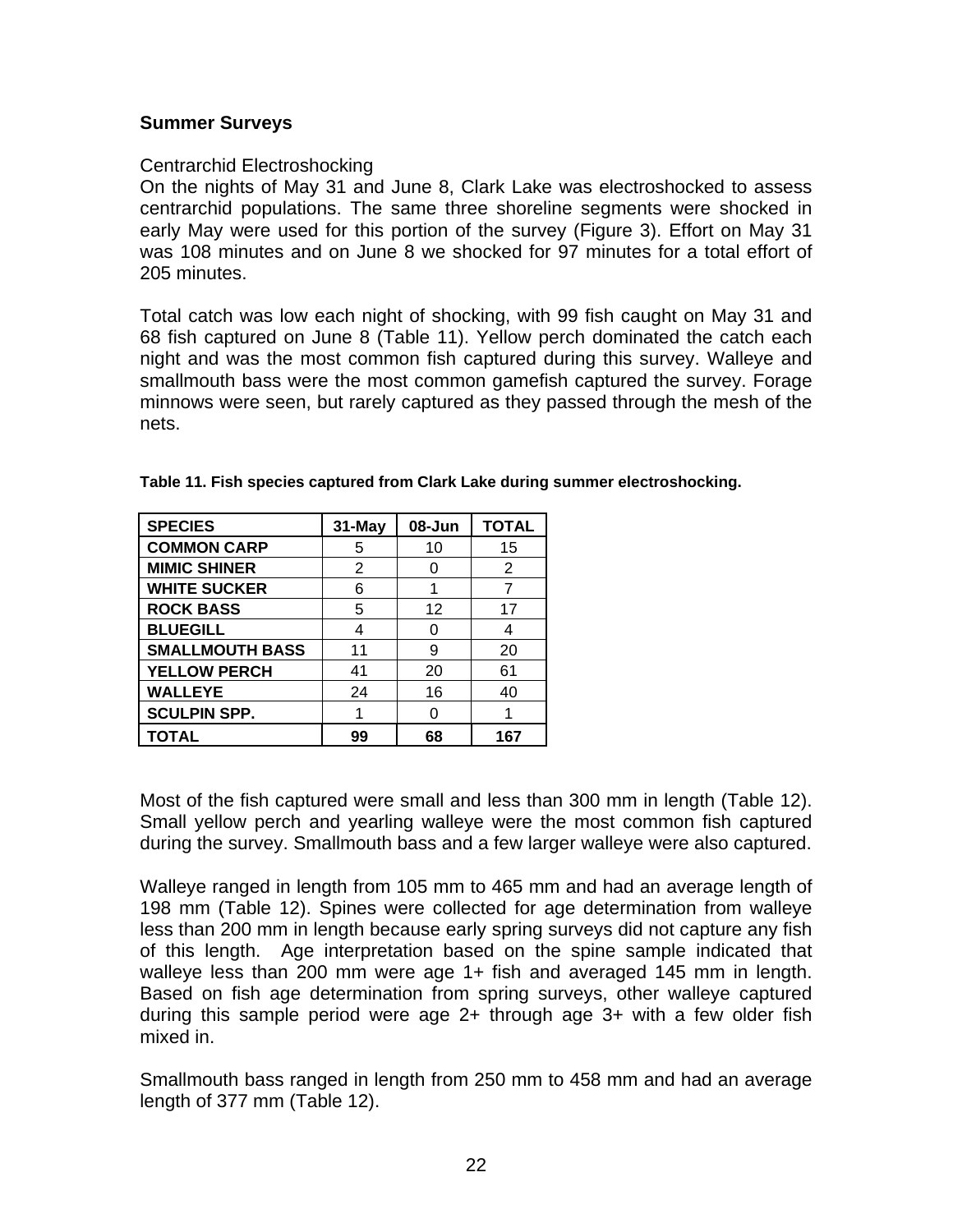## Summer Surveys

Centrarchid Electroshocking

On the nights of May 31 and June 8, Clark Lake was electroshocked to assess centrarchid populations. The same three shoreline segments were shocked in early May were used for this portion of the survey (Figure 3). Effort on May 31 was 108 minutes and on June 8 we shocked for 97 minutes for a total effort of 205 minutes.

Total catch was low each night of shocking, with 99 fish caught on May 31 and 68 fish captured on June 8 (Table 11). Yellow perch dominated the catch each night and was the most common fish captured during this survey. Walleye and smallmouth bass were the most common gamefish captured the survey. Forage minnows were seen, but rarely captured as they passed through the mesh of the nets.

**Table 11. Fish species captured from Clark Lake during summer electroshocking.**

| SPECIES | 31-May | 08-Jun | TOTAL |
|---|---|---|---|
| COMMON CARP | 5 | 10 | 15 |
| MIMIC SHINER | 2 | 0 | 2 |
| WHITE SUCKER | 6 | 1 | 7 |
| ROCK BASS | 5 | 12 | 17 |
| BLUEGILL | 4 | 0 | 4 |
| SMALLMOUTH BASS | 11 | 9 | 20 |
| YELLOW PERCH | 41 | 20 | 61 |
| WALLEYE | 24 | 16 | 40 |
| SCULPIN SPP. | 1 | 0 | 1 |
| **TOTAL** | **99** | **68** | **167** |

Most of the fish captured were small and less than 300 mm in length (Table 12). Small yellow perch and yearling walleye were the most common fish captured during the survey. Smallmouth bass and a few larger walleye were also captured.

Walleye ranged in length from 105 mm to 465 mm and had an average length of 198 mm (Table 12). Spines were collected for age determination from walleye less than 200 mm in length because early spring surveys did not capture any fish of this length. Age interpretation based on the spine sample indicated that walleye less than 200 mm were age 1+ fish and averaged 145 mm in length. Based on fish age determination from spring surveys, other walleye captured during this sample period were age 2+ through age 3+ with a few older fish mixed in.

Smallmouth bass ranged in length from 250 mm to 458 mm and had an average length of 377 mm (Table 12).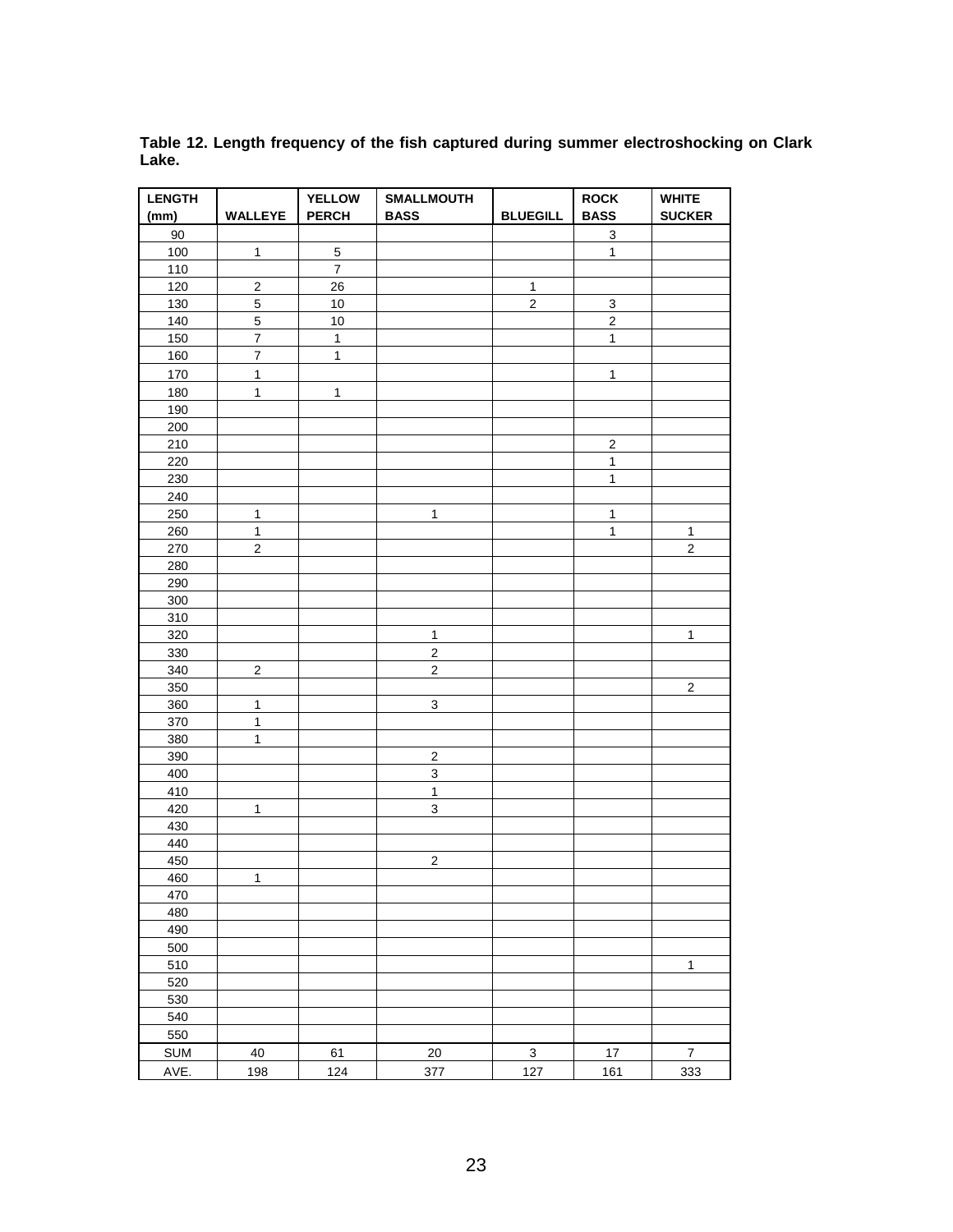**Table 12. Length frequency of the fish captured during summer electroshocking on Clark Lake.**

| LENGTH (mm) | WALLEYE | YELLOW PERCH | SMALLMOUTH BASS | BLUEGILL | ROCK BASS | WHITE SUCKER |
|---|---|---|---|---|---|---|
| 90 | | | | | 3 | |
| 100 | 1 | 5 | | | 1 | |
| 110 | | 7 | | | | |
| 120 | 2 | 26 | | 1 | | |
| 130 | 5 | 10 | | 2 | 3 | |
| 140 | 5 | 10 | | | 2 | |
| 150 | 7 | 1 | | | 1 | |
| 160 | 7 | 1 | | | | |
| 170 | 1 | | | | 1 | |
| 180 | 1 | 1 | | | | |
| 190 | | | | | | |
| 200 | | | | | | |
| 210 | | | | | 2 | |
| 220 | | | | | 1 | |
| 230 | | | | | 1 | |
| 240 | | | | | | |
| 250 | 1 | | 1 | | 1 | |
| 260 | 1 | | | | 1 | 1 |
| 270 | 2 | | | | | 2 |
| 280 | | | | | | |
| 290 | | | | | | |
| 300 | | | | | | |
| 310 | | | | | | |
| 320 | | | 1 | | | 1 |
| 330 | | | 2 | | | |
| 340 | 2 | | 2 | | | |
| 350 | | | | | | 2 |
| 360 | 1 | | 3 | | | |
| 370 | 1 | | | | | |
| 380 | 1 | | | | | |
| 390 | | | 2 | | | |
| 400 | | | 3 | | | |
| 410 | | | 1 | | | |
| 420 | 1 | | 3 | | | |
| 430 | | | | | | |
| 440 | | | | | | |
| 450 | | | 2 | | | |
| 460 | 1 | | | | | |
| 470 | | | | | | |
| 480 | | | | | | |
| 490 | | | | | | |
| 500 | | | | | | |
| 510 | | | | | | 1 |
| 520 | | | | | | |
| 530 | | | | | | |
| 540 | | | | | | |
| 550 | | | | | | |
| SUM | 40 | 61 | 20 | 3 | 17 | 7 |
| AVE. | 198 | 124 | 377 | 127 | 161 | 333 |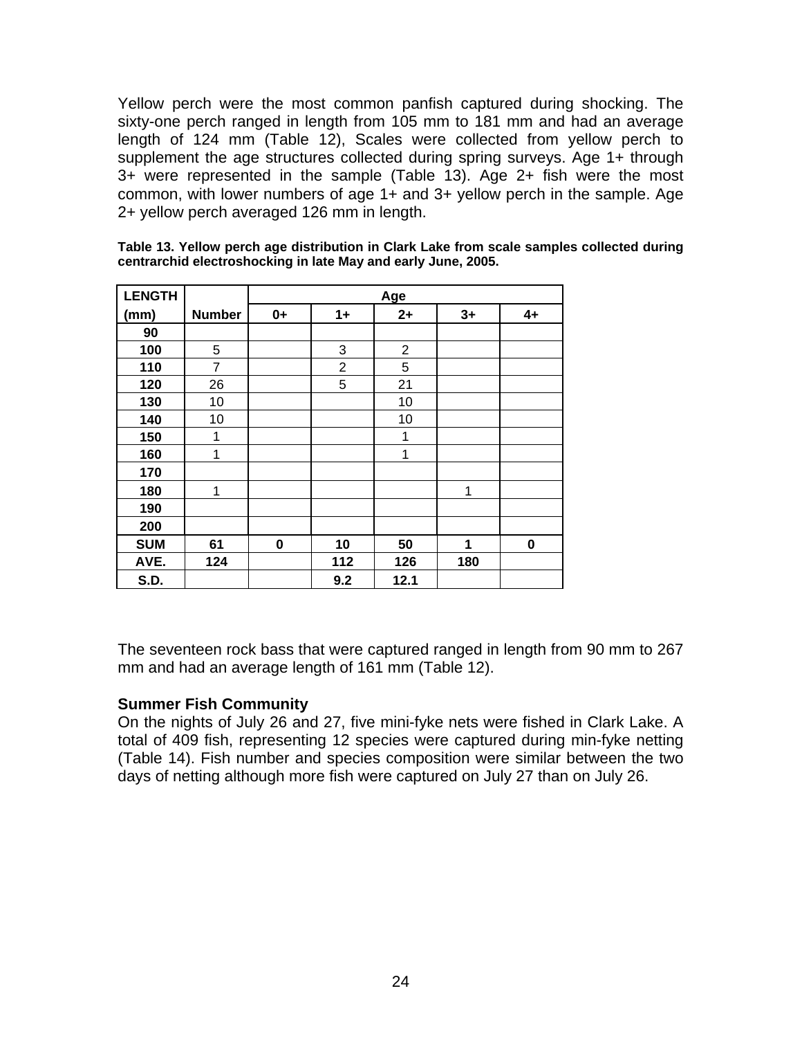Yellow perch were the most common panfish captured during shocking. The sixty-one perch ranged in length from 105 mm to 181 mm and had an average length of 124 mm (Table 12), Scales were collected from yellow perch to supplement the age structures collected during spring surveys. Age 1+ through 3+ were represented in the sample (Table 13). Age 2+ fish were the most common, with lower numbers of age 1+ and 3+ yellow perch in the sample. Age 2+ yellow perch averaged 126 mm in length.

**Table 13. Yellow perch age distribution in Clark Lake from scale samples collected during centrarchid electroshocking in late May and early June, 2005.**

| LENGTH (mm) | Number | Age 0+ | 1+ | 2+ | 3+ | 4+ |
|---|---|---|---|---|---|---|
| **90** | | | | | | |
| **100** | 5 | | 3 | 2 | | |
| **110** | 7 | | 2 | 5 | | |
| **120** | 26 | | 5 | 21 | | |
| **130** | 10 | | | 10 | | |
| **140** | 10 | | | 10 | | |
| **150** | 1 | | | 1 | | |
| **160** | 1 | | | 1 | | |
| **170** | | | | | | |
| **180** | 1 | | | | 1 | |
| **190** | | | | | | |
| **200** | | | | | | |
| **SUM** | **61** | **0** | **10** | **50** | **1** | **0** |
| **AVE.** | **124** | | **112** | **126** | **180** | |
| **S.D.** | | | **9.2** | **12.1** | | |

The seventeen rock bass that were captured ranged in length from 90 mm to 267 mm and had an average length of 161 mm (Table 12).

### Summer Fish Community

On the nights of July 26 and 27, five mini-fyke nets were fished in Clark Lake. A total of 409 fish, representing 12 species were captured during min-fyke netting (Table 14). Fish number and species composition were similar between the two days of netting although more fish were captured on July 27 than on July 26.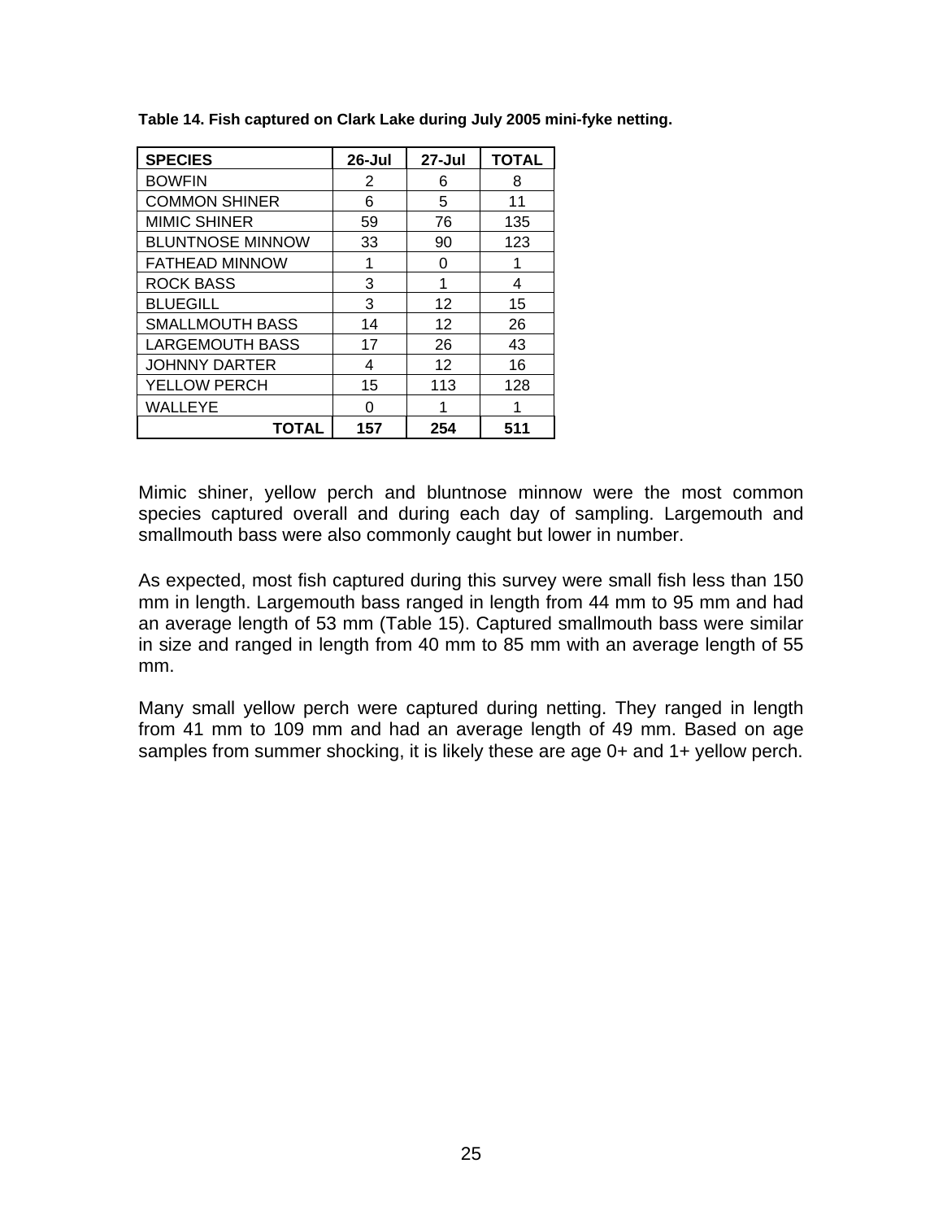**Table 14. Fish captured on Clark Lake during July 2005 mini-fyke netting.**

| SPECIES | 26-Jul | 27-Jul | TOTAL |
|---|---|---|---|
| BOWFIN | 2 | 6 | 8 |
| COMMON SHINER | 6 | 5 | 11 |
| MIMIC SHINER | 59 | 76 | 135 |
| BLUNTNOSE MINNOW | 33 | 90 | 123 |
| FATHEAD MINNOW | 1 | 0 | 1 |
| ROCK BASS | 3 | 1 | 4 |
| BLUEGILL | 3 | 12 | 15 |
| SMALLMOUTH BASS | 14 | 12 | 26 |
| LARGEMOUTH BASS | 17 | 26 | 43 |
| JOHNNY DARTER | 4 | 12 | 16 |
| YELLOW PERCH | 15 | 113 | 128 |
| WALLEYE | 0 | 1 | 1 |
| **TOTAL** | **157** | **254** | **511** |

Mimic shiner, yellow perch and bluntnose minnow were the most common species captured overall and during each day of sampling. Largemouth and smallmouth bass were also commonly caught but lower in number.

As expected, most fish captured during this survey were small fish less than 150 mm in length. Largemouth bass ranged in length from 44 mm to 95 mm and had an average length of 53 mm (Table 15). Captured smallmouth bass were similar in size and ranged in length from 40 mm to 85 mm with an average length of 55 mm.

Many small yellow perch were captured during netting. They ranged in length from 41 mm to 109 mm and had an average length of 49 mm. Based on age samples from summer shocking, it is likely these are age 0+ and 1+ yellow perch.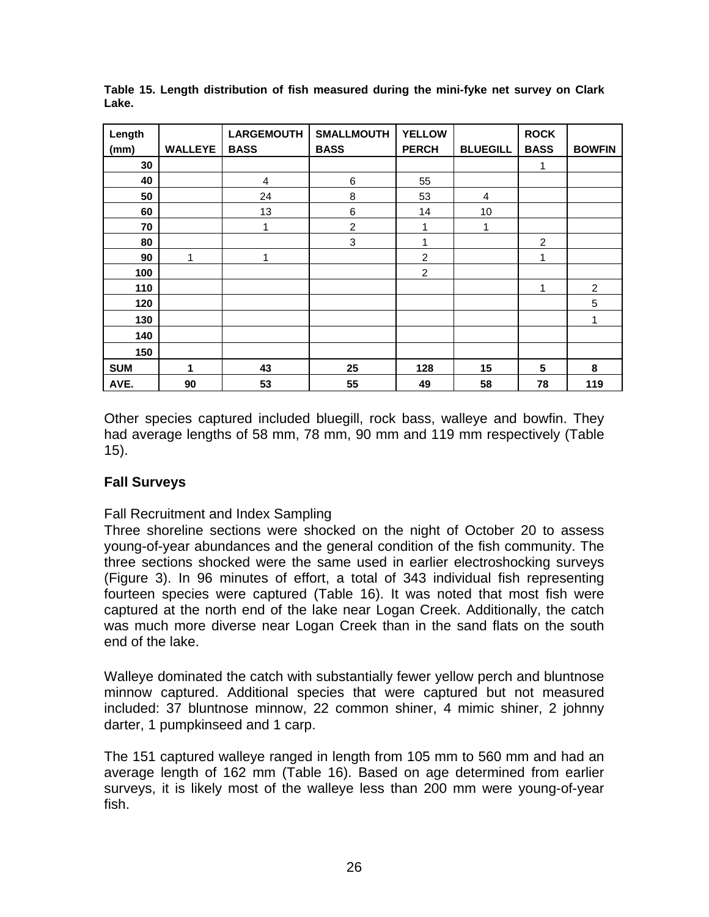**Table 15. Length distribution of fish measured during the mini-fyke net survey on Clark Lake.**

| Length (mm) | WALLEYE | LARGEMOUTH BASS | SMALLMOUTH BASS | YELLOW PERCH | BLUEGILL | ROCK BASS | BOWFIN |
|---|---|---|---|---|---|---|---|
| 30 | | | | | | 1 | |
| 40 | | 4 | 6 | 55 | | | |
| 50 | | 24 | 8 | 53 | 4 | | |
| 60 | | 13 | 6 | 14 | 10 | | |
| 70 | | 1 | 2 | 1 | 1 | | |
| 80 | | | 3 | 1 | | 2 | |
| 90 | 1 | 1 | | 2 | | 1 | |
| 100 | | | | 2 | | | |
| 110 | | | | | | 1 | 2 |
| 120 | | | | | | | 5 |
| 130 | | | | | | | 1 |
| 140 | | | | | | | |
| 150 | | | | | | | |
| **SUM** | **1** | **43** | **25** | **128** | **15** | **5** | **8** |
| **AVE.** | **90** | **53** | **55** | **49** | **58** | **78** | **119** |

Other species captured included bluegill, rock bass, walleye and bowfin. They had average lengths of 58 mm, 78 mm, 90 mm and 119 mm respectively (Table 15).

## Fall Surveys

Fall Recruitment and Index Sampling

Three shoreline sections were shocked on the night of October 20 to assess young-of-year abundances and the general condition of the fish community. The three sections shocked were the same used in earlier electroshocking surveys (Figure 3). In 96 minutes of effort, a total of 343 individual fish representing fourteen species were captured (Table 16). It was noted that most fish were captured at the north end of the lake near Logan Creek. Additionally, the catch was much more diverse near Logan Creek than in the sand flats on the south end of the lake.

Walleye dominated the catch with substantially fewer yellow perch and bluntnose minnow captured. Additional species that were captured but not measured included: 37 bluntnose minnow, 22 common shiner, 4 mimic shiner, 2 johnny darter, 1 pumpkinseed and 1 carp.

The 151 captured walleye ranged in length from 105 mm to 560 mm and had an average length of 162 mm (Table 16). Based on age determined from earlier surveys, it is likely most of the walleye less than 200 mm were young-of-year fish.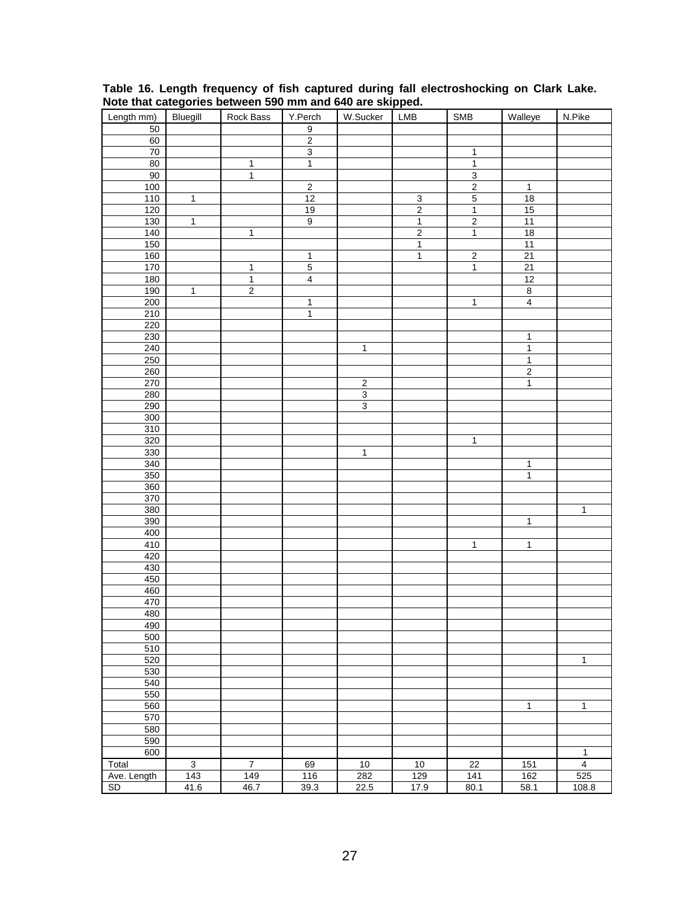**Table 16. Length frequency of fish captured during fall electroshocking on Clark Lake. Note that categories between 590 mm and 640 are skipped.**

| Length mm) | Bluegill | Rock Bass | Y.Perch | W.Sucker | LMB | SMB | Walleye | N.Pike |
|---|---|---|---|---|---|---|---|---|
| 50 | | | 9 | | | | | |
| 60 | | | 2 | | | | | |
| 70 | | | 3 | | | 1 | | |
| 80 | | 1 | 1 | | | 1 | | |
| 90 | | 1 | | | | 3 | | |
| 100 | | | 2 | | | 2 | 1 | |
| 110 | 1 | | 12 | | 3 | 5 | 18 | |
| 120 | | | 19 | | 2 | 1 | 15 | |
| 130 | 1 | | 9 | | 1 | 2 | 11 | |
| 140 | | 1 | | | 2 | 1 | 18 | |
| 150 | | | | | 1 | | 11 | |
| 160 | | | 1 | | 1 | 2 | 21 | |
| 170 | | 1 | 5 | | | 1 | 21 | |
| 180 | | 1 | 4 | | | | 12 | |
| 190 | 1 | 2 | | | | | 8 | |
| 200 | | | 1 | | | 1 | 4 | |
| 210 | | | 1 | | | | | |
| 220 | | | | | | | | |
| 230 | | | | | | | 1 | |
| 240 | | | | 1 | | | 1 | |
| 250 | | | | | | | 1 | |
| 260 | | | | | | | 2 | |
| 270 | | | | 2 | | | 1 | |
| 280 | | | | 3 | | | | |
| 290 | | | | 3 | | | | |
| 300 | | | | | | | | |
| 310 | | | | | | | | |
| 320 | | | | | | 1 | | |
| 330 | | | | 1 | | | | |
| 340 | | | | | | | 1 | |
| 350 | | | | | | | 1 | |
| 360 | | | | | | | | |
| 370 | | | | | | | | |
| 380 | | | | | | | | 1 |
| 390 | | | | | | | 1 | |
| 400 | | | | | | | | |
| 410 | | | | | | 1 | 1 | |
| 420 | | | | | | | | |
| 430 | | | | | | | | |
| 450 | | | | | | | | |
| 460 | | | | | | | | |
| 470 | | | | | | | | |
| 480 | | | | | | | | |
| 490 | | | | | | | | |
| 500 | | | | | | | | |
| 510 | | | | | | | | |
| 520 | | | | | | | | 1 |
| 530 | | | | | | | | |
| 540 | | | | | | | | |
| 550 | | | | | | | | |
| 560 | | | | | | | 1 | 1 |
| 570 | | | | | | | | |
| 580 | | | | | | | | |
| 590 | | | | | | | | |
| 600 | | | | | | | | 1 |
| Total | 3 | 7 | 69 | 10 | 10 | 22 | 151 | 4 |
| Ave. Length | 143 | 149 | 116 | 282 | 129 | 141 | 162 | 525 |
| SD | 41.6 | 46.7 | 39.3 | 22.5 | 17.9 | 80.1 | 58.1 | 108.8 |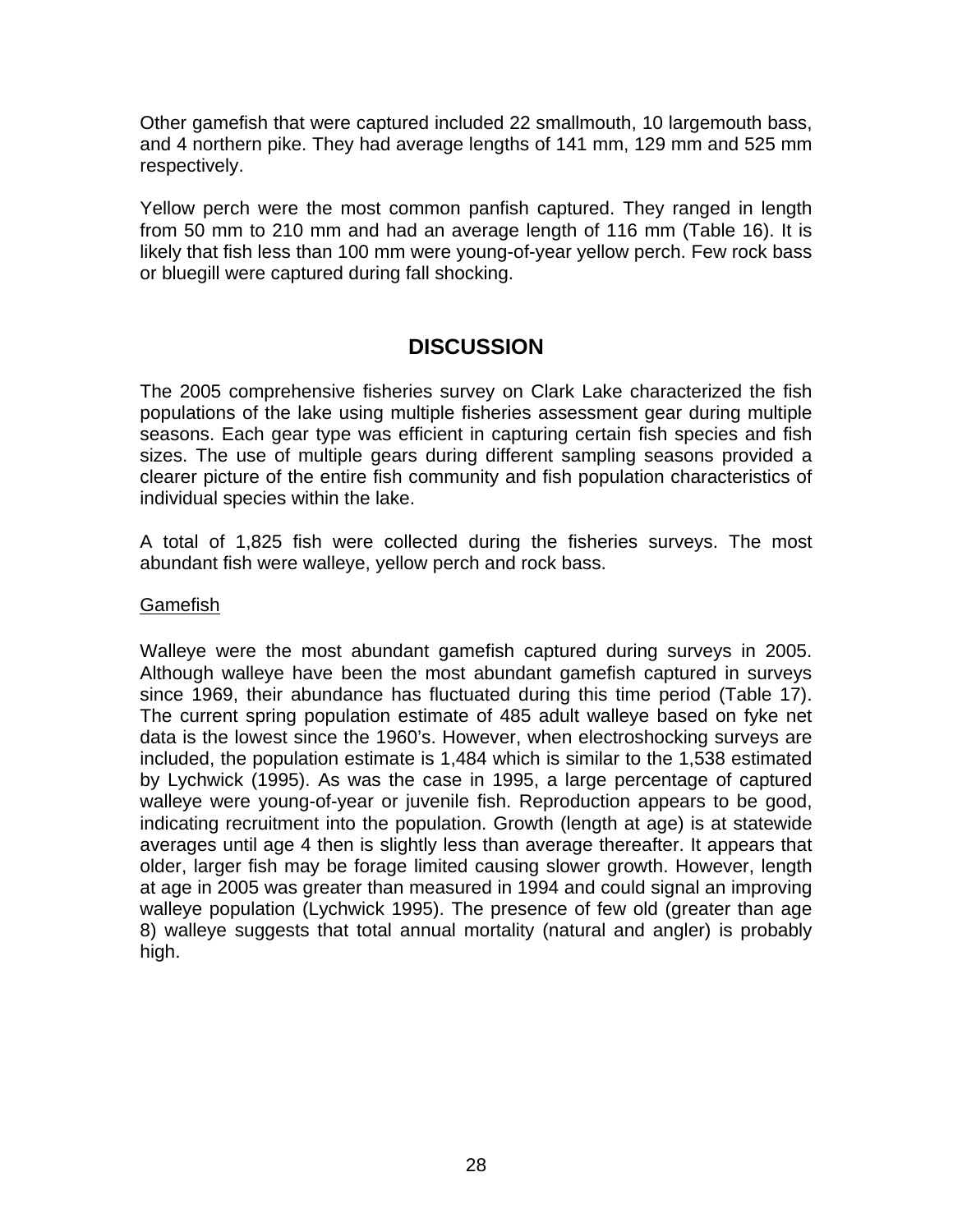Other gamefish that were captured included 22 smallmouth, 10 largemouth bass, and 4 northern pike. They had average lengths of 141 mm, 129 mm and 525 mm respectively.

Yellow perch were the most common panfish captured. They ranged in length from 50 mm to 210 mm and had an average length of 116 mm (Table 16). It is likely that fish less than 100 mm were young-of-year yellow perch. Few rock bass or bluegill were captured during fall shocking.

## DISCUSSION

The 2005 comprehensive fisheries survey on Clark Lake characterized the fish populations of the lake using multiple fisheries assessment gear during multiple seasons. Each gear type was efficient in capturing certain fish species and fish sizes. The use of multiple gears during different sampling seasons provided a clearer picture of the entire fish community and fish population characteristics of individual species within the lake.

A total of 1,825 fish were collected during the fisheries surveys. The most abundant fish were walleye, yellow perch and rock bass.

### Gamefish

Walleye were the most abundant gamefish captured during surveys in 2005. Although walleye have been the most abundant gamefish captured in surveys since 1969, their abundance has fluctuated during this time period (Table 17). The current spring population estimate of 485 adult walleye based on fyke net data is the lowest since the 1960's. However, when electroshocking surveys are included, the population estimate is 1,484 which is similar to the 1,538 estimated by Lychwick (1995). As was the case in 1995, a large percentage of captured walleye were young-of-year or juvenile fish. Reproduction appears to be good, indicating recruitment into the population. Growth (length at age) is at statewide averages until age 4 then is slightly less than average thereafter. It appears that older, larger fish may be forage limited causing slower growth. However, length at age in 2005 was greater than measured in 1994 and could signal an improving walleye population (Lychwick 1995). The presence of few old (greater than age 8) walleye suggests that total annual mortality (natural and angler) is probably high.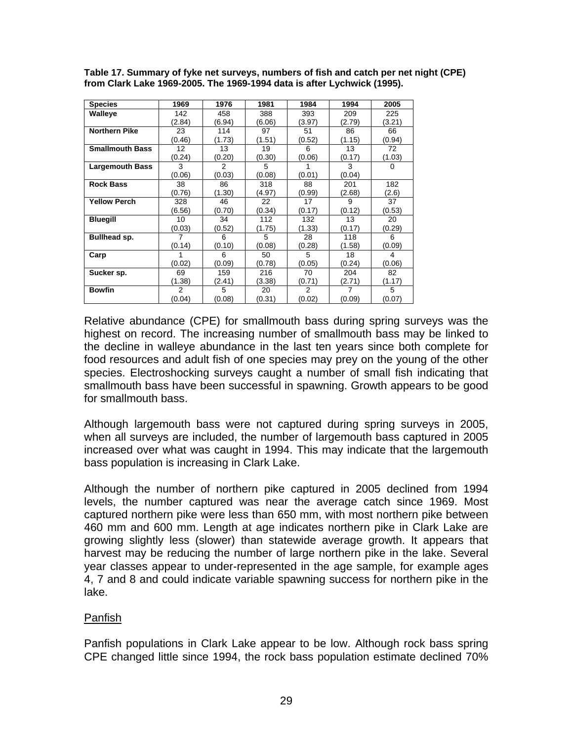**Table 17. Summary of fyke net surveys, numbers of fish and catch per net night (CPE) from Clark Lake 1969-2005. The 1969-1994 data is after Lychwick (1995).**

| Species | 1969 | 1976 | 1981 | 1984 | 1994 | 2005 |
|---|---|---|---|---|---|---|
| **Walleye** | 142 (2.84) | 458 (6.94) | 388 (6.06) | 393 (3.97) | 209 (2.79) | 225 (3.21) |
| **Northern Pike** | 23 (0.46) | 114 (1.73) | 97 (1.51) | 51 (0.52) | 86 (1.15) | 66 (0.94) |
| **Smallmouth Bass** | 12 (0.24) | 13 (0.20) | 19 (0.30) | 6 (0.06) | 13 (0.17) | 72 (1.03) |
| **Largemouth Bass** | 3 (0.06) | 2 (0.03) | 5 (0.08) | 1 (0.01) | 3 (0.04) | 0 |
| **Rock Bass** | 38 (0.76) | 86 (1.30) | 318 (4.97) | 88 (0.99) | 201 (2.68) | 182 (2.6) |
| **Yellow Perch** | 328 (6.56) | 46 (0.70) | 22 (0.34) | 17 (0.17) | 9 (0.12) | 37 (0.53) |
| **Bluegill** | 10 (0.03) | 34 (0.52) | 112 (1.75) | 132 (1.33) | 13 (0.17) | 20 (0.29) |
| **Bullhead sp.** | 7 (0.14) | 6 (0.10) | 5 (0.08) | 28 (0.28) | 118 (1.58) | 6 (0.09) |
| **Carp** | 1 (0.02) | 6 (0.09) | 50 (0.78) | 5 (0.05) | 18 (0.24) | 4 (0.06) |
| **Sucker sp.** | 69 (1.38) | 159 (2.41) | 216 (3.38) | 70 (0.71) | 204 (2.71) | 82 (1.17) |
| **Bowfin** | 2 (0.04) | 5 (0.08) | 20 (0.31) | 2 (0.02) | 7 (0.09) | 5 (0.07) |

Relative abundance (CPE) for smallmouth bass during spring surveys was the highest on record. The increasing number of smallmouth bass may be linked to the decline in walleye abundance in the last ten years since both complete for food resources and adult fish of one species may prey on the young of the other species. Electroshocking surveys caught a number of small fish indicating that smallmouth bass have been successful in spawning. Growth appears to be good for smallmouth bass.

Although largemouth bass were not captured during spring surveys in 2005, when all surveys are included, the number of largemouth bass captured in 2005 increased over what was caught in 1994. This may indicate that the largemouth bass population is increasing in Clark Lake.

Although the number of northern pike captured in 2005 declined from 1994 levels, the number captured was near the average catch since 1969. Most captured northern pike were less than 650 mm, with most northern pike between 460 mm and 600 mm. Length at age indicates northern pike in Clark Lake are growing slightly less (slower) than statewide average growth. It appears that harvest may be reducing the number of large northern pike in the lake. Several year classes appear to under-represented in the age sample, for example ages 4, 7 and 8 and could indicate variable spawning success for northern pike in the lake.

Panfish

Panfish populations in Clark Lake appear to be low. Although rock bass spring CPE changed little since 1994, the rock bass population estimate declined 70%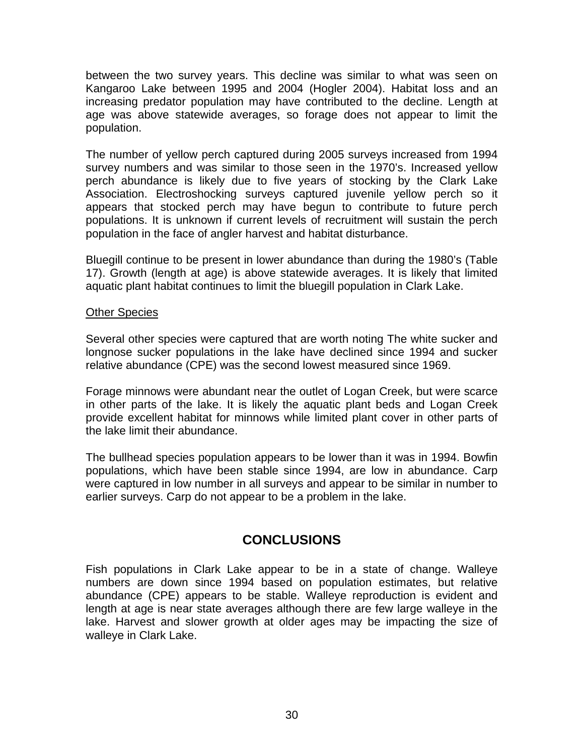between the two survey years. This decline was similar to what was seen on Kangaroo Lake between 1995 and 2004 (Hogler 2004). Habitat loss and an increasing predator population may have contributed to the decline. Length at age was above statewide averages, so forage does not appear to limit the population.

The number of yellow perch captured during 2005 surveys increased from 1994 survey numbers and was similar to those seen in the 1970's. Increased yellow perch abundance is likely due to five years of stocking by the Clark Lake Association. Electroshocking surveys captured juvenile yellow perch so it appears that stocked perch may have begun to contribute to future perch populations. It is unknown if current levels of recruitment will sustain the perch population in the face of angler harvest and habitat disturbance.

Bluegill continue to be present in lower abundance than during the 1980's (Table 17). Growth (length at age) is above statewide averages. It is likely that limited aquatic plant habitat continues to limit the bluegill population in Clark Lake.

<u>Other Species</u>

Several other species were captured that are worth noting The white sucker and longnose sucker populations in the lake have declined since 1994 and sucker relative abundance (CPE) was the second lowest measured since 1969.

Forage minnows were abundant near the outlet of Logan Creek, but were scarce in other parts of the lake. It is likely the aquatic plant beds and Logan Creek provide excellent habitat for minnows while limited plant cover in other parts of the lake limit their abundance.

The bullhead species population appears to be lower than it was in 1994. Bowfin populations, which have been stable since 1994, are low in abundance. Carp were captured in low number in all surveys and appear to be similar in number to earlier surveys. Carp do not appear to be a problem in the lake.

## CONCLUSIONS

Fish populations in Clark Lake appear to be in a state of change. Walleye numbers are down since 1994 based on population estimates, but relative abundance (CPE) appears to be stable. Walleye reproduction is evident and length at age is near state averages although there are few large walleye in the lake. Harvest and slower growth at older ages may be impacting the size of walleye in Clark Lake.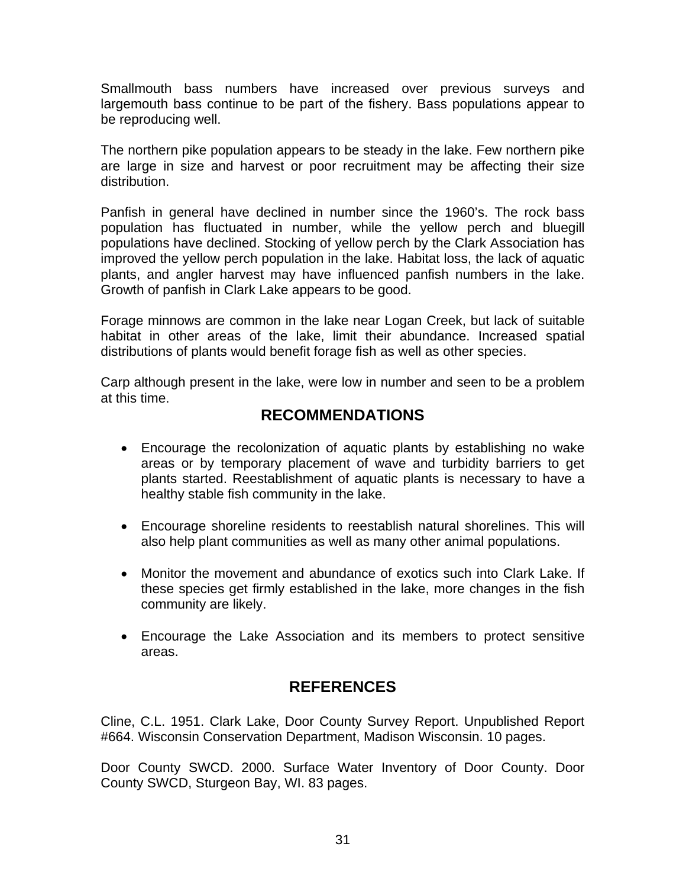Smallmouth bass numbers have increased over previous surveys and largemouth bass continue to be part of the fishery. Bass populations appear to be reproducing well.

The northern pike population appears to be steady in the lake. Few northern pike are large in size and harvest or poor recruitment may be affecting their size distribution.

Panfish in general have declined in number since the 1960's. The rock bass population has fluctuated in number, while the yellow perch and bluegill populations have declined. Stocking of yellow perch by the Clark Association has improved the yellow perch population in the lake. Habitat loss, the lack of aquatic plants, and angler harvest may have influenced panfish numbers in the lake. Growth of panfish in Clark Lake appears to be good.

Forage minnows are common in the lake near Logan Creek, but lack of suitable habitat in other areas of the lake, limit their abundance. Increased spatial distributions of plants would benefit forage fish as well as other species.

Carp although present in the lake, were low in number and seen to be a problem at this time.

## RECOMMENDATIONS

- Encourage the recolonization of aquatic plants by establishing no wake areas or by temporary placement of wave and turbidity barriers to get plants started. Reestablishment of aquatic plants is necessary to have a healthy stable fish community in the lake.
- Encourage shoreline residents to reestablish natural shorelines. This will also help plant communities as well as many other animal populations.
- Monitor the movement and abundance of exotics such into Clark Lake. If these species get firmly established in the lake, more changes in the fish community are likely.
- Encourage the Lake Association and its members to protect sensitive areas.

## REFERENCES

Cline, C.L. 1951. Clark Lake, Door County Survey Report. Unpublished Report #664. Wisconsin Conservation Department, Madison Wisconsin. 10 pages.

Door County SWCD. 2000. Surface Water Inventory of Door County. Door County SWCD, Sturgeon Bay, WI. 83 pages.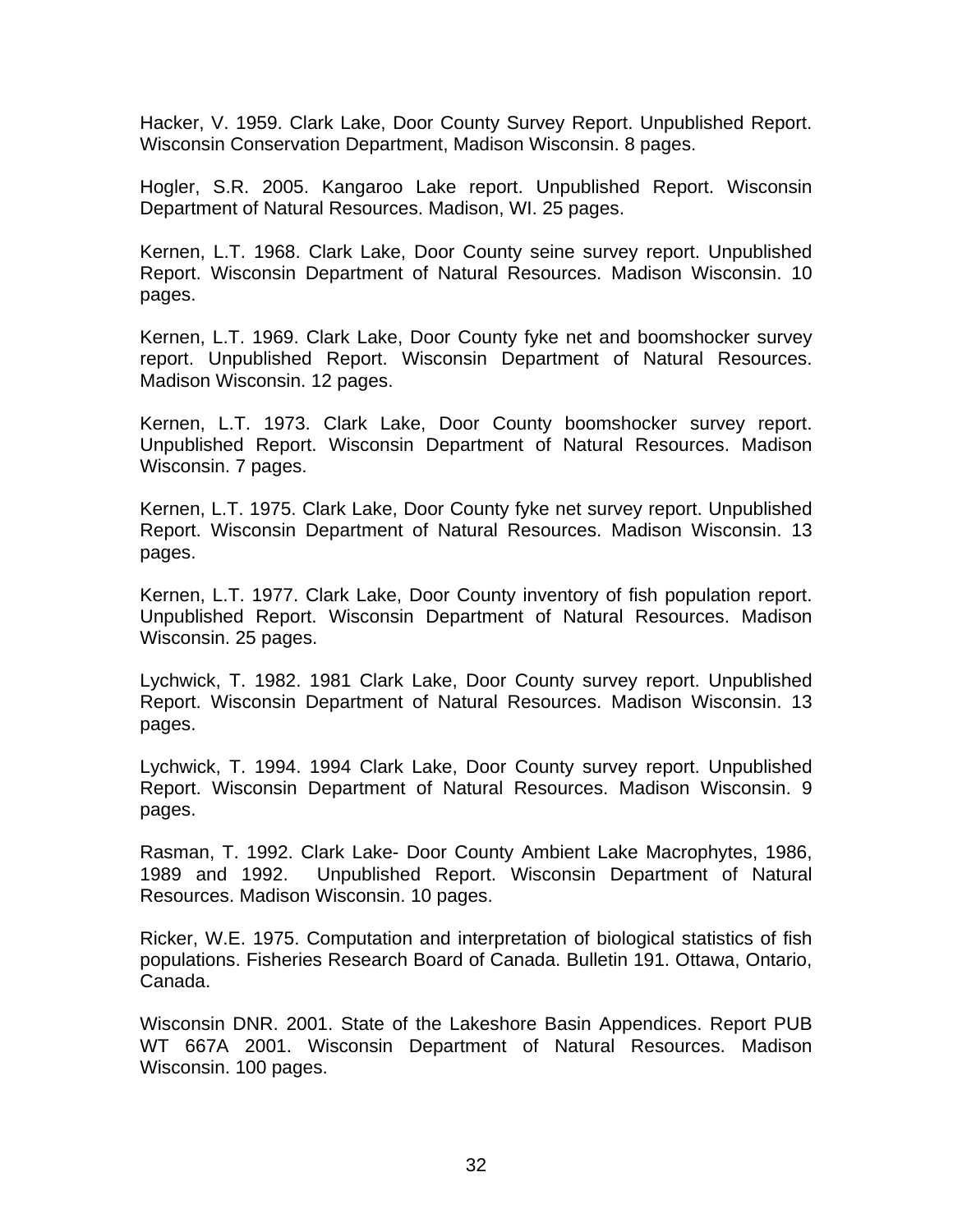Hacker, V. 1959. Clark Lake, Door County Survey Report. Unpublished Report. Wisconsin Conservation Department, Madison Wisconsin. 8 pages.

Hogler, S.R. 2005. Kangaroo Lake report. Unpublished Report. Wisconsin Department of Natural Resources. Madison, WI. 25 pages.

Kernen, L.T. 1968. Clark Lake, Door County seine survey report. Unpublished Report. Wisconsin Department of Natural Resources. Madison Wisconsin. 10 pages.

Kernen, L.T. 1969. Clark Lake, Door County fyke net and boomshocker survey report. Unpublished Report. Wisconsin Department of Natural Resources. Madison Wisconsin. 12 pages.

Kernen, L.T. 1973. Clark Lake, Door County boomshocker survey report. Unpublished Report. Wisconsin Department of Natural Resources. Madison Wisconsin. 7 pages.

Kernen, L.T. 1975. Clark Lake, Door County fyke net survey report. Unpublished Report. Wisconsin Department of Natural Resources. Madison Wisconsin. 13 pages.

Kernen, L.T. 1977. Clark Lake, Door County inventory of fish population report. Unpublished Report. Wisconsin Department of Natural Resources. Madison Wisconsin. 25 pages.

Lychwick, T. 1982. 1981 Clark Lake, Door County survey report. Unpublished Report. Wisconsin Department of Natural Resources. Madison Wisconsin. 13 pages.

Lychwick, T. 1994. 1994 Clark Lake, Door County survey report. Unpublished Report. Wisconsin Department of Natural Resources. Madison Wisconsin. 9 pages.

Rasman, T. 1992. Clark Lake- Door County Ambient Lake Macrophytes, 1986, 1989 and 1992. Unpublished Report. Wisconsin Department of Natural Resources. Madison Wisconsin. 10 pages.

Ricker, W.E. 1975. Computation and interpretation of biological statistics of fish populations. Fisheries Research Board of Canada. Bulletin 191. Ottawa, Ontario, Canada.

Wisconsin DNR. 2001. State of the Lakeshore Basin Appendices. Report PUB WT 667A 2001. Wisconsin Department of Natural Resources. Madison Wisconsin. 100 pages.